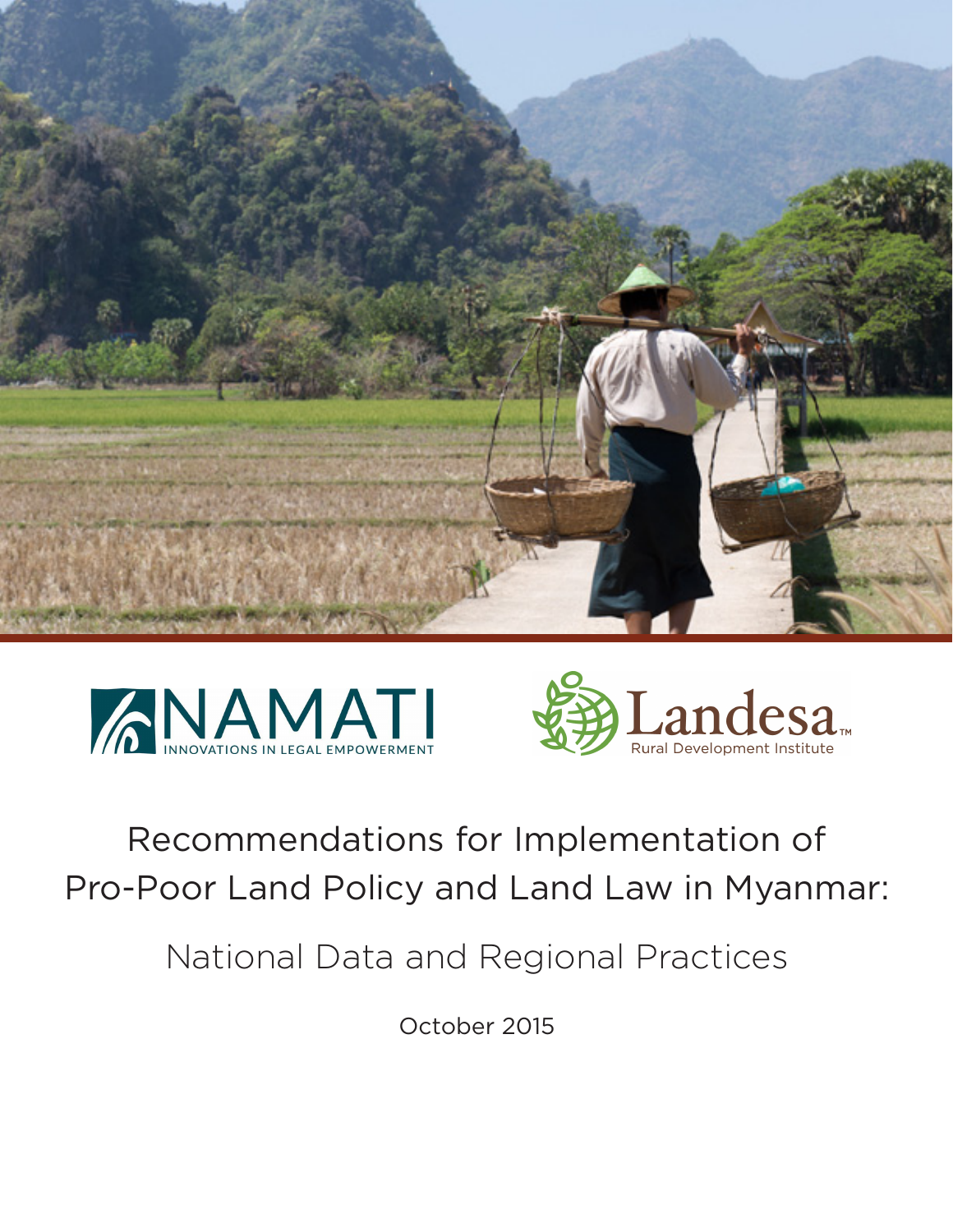NAMATI
INNOVATIONS IN LEGAL EMPOWERMENT

Landesa™
Rural Development Institute

# Recommendations for Implementation of Pro-Poor Land Policy and Land Law in Myanmar:

## National Data and Regional Practices

October 2015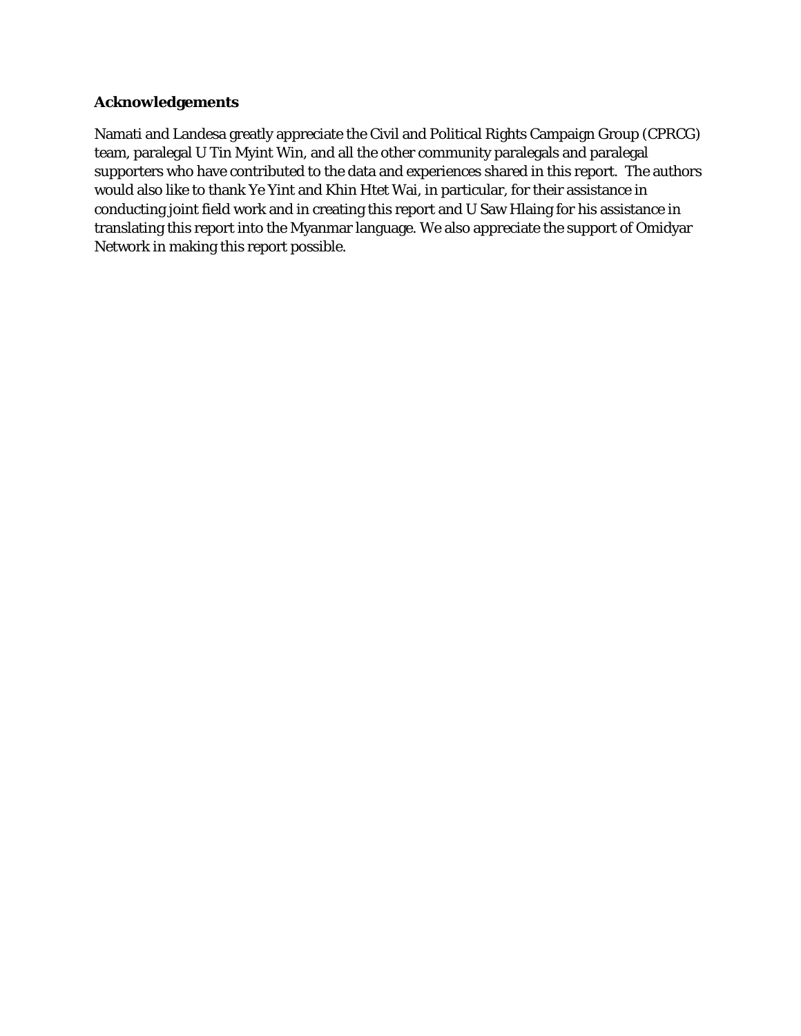## Acknowledgements

Namati and Landesa greatly appreciate the Civil and Political Rights Campaign Group (CPRCG) team, paralegal U Tin Myint Win, and all the other community paralegals and paralegal supporters who have contributed to the data and experiences shared in this report. The authors would also like to thank Ye Yint and Khin Htet Wai, in particular, for their assistance in conducting joint field work and in creating this report and U Saw Hlaing for his assistance in translating this report into the Myanmar language. We also appreciate the support of Omidyar Network in making this report possible.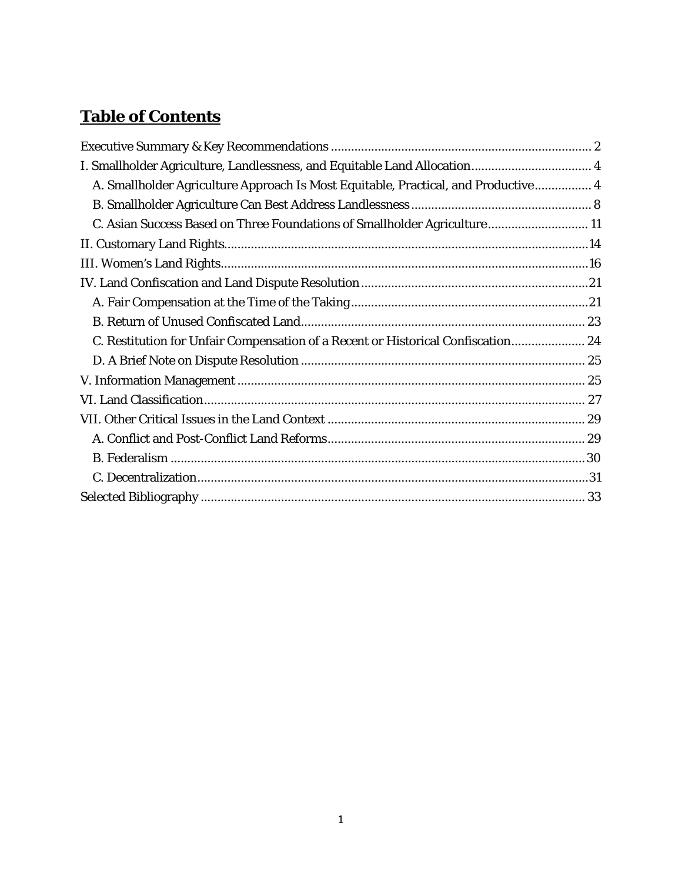## Table of Contents

Executive Summary & Key Recommendations ............................................................................ 2
I. Smallholder Agriculture, Landlessness, and Equitable Land Allocation.................................... 4
  A. Smallholder Agriculture Approach Is Most Equitable, Practical, and Productive................. 4
  B. Smallholder Agriculture Can Best Address Landlessness ..................................................... 8
  C. Asian Success Based on Three Foundations of Smallholder Agriculture.............................. 11
II. Customary Land Rights.........................................................................................................14
III. Women's Land Rights...........................................................................................................16
IV. Land Confiscation and Land Dispute Resolution ...................................................................21
  A. Fair Compensation at the Time of the Taking......................................................................21
  B. Return of Unused Confiscated Land.................................................................................... 23
  C. Restitution for Unfair Compensation of a Recent or Historical Confiscation...................... 24
  D. A Brief Note on Dispute Resolution .................................................................................... 25
V. Information Management ...................................................................................................... 25
VI. Land Classification................................................................................................................ 27
VII. Other Critical Issues in the Land Context ........................................................................... 29
  A. Conflict and Post-Conflict Land Reforms............................................................................ 29
  B. Federalism ...........................................................................................................................30
  C. Decentralization....................................................................................................................31
Selected Bibliography .................................................................................................................. 33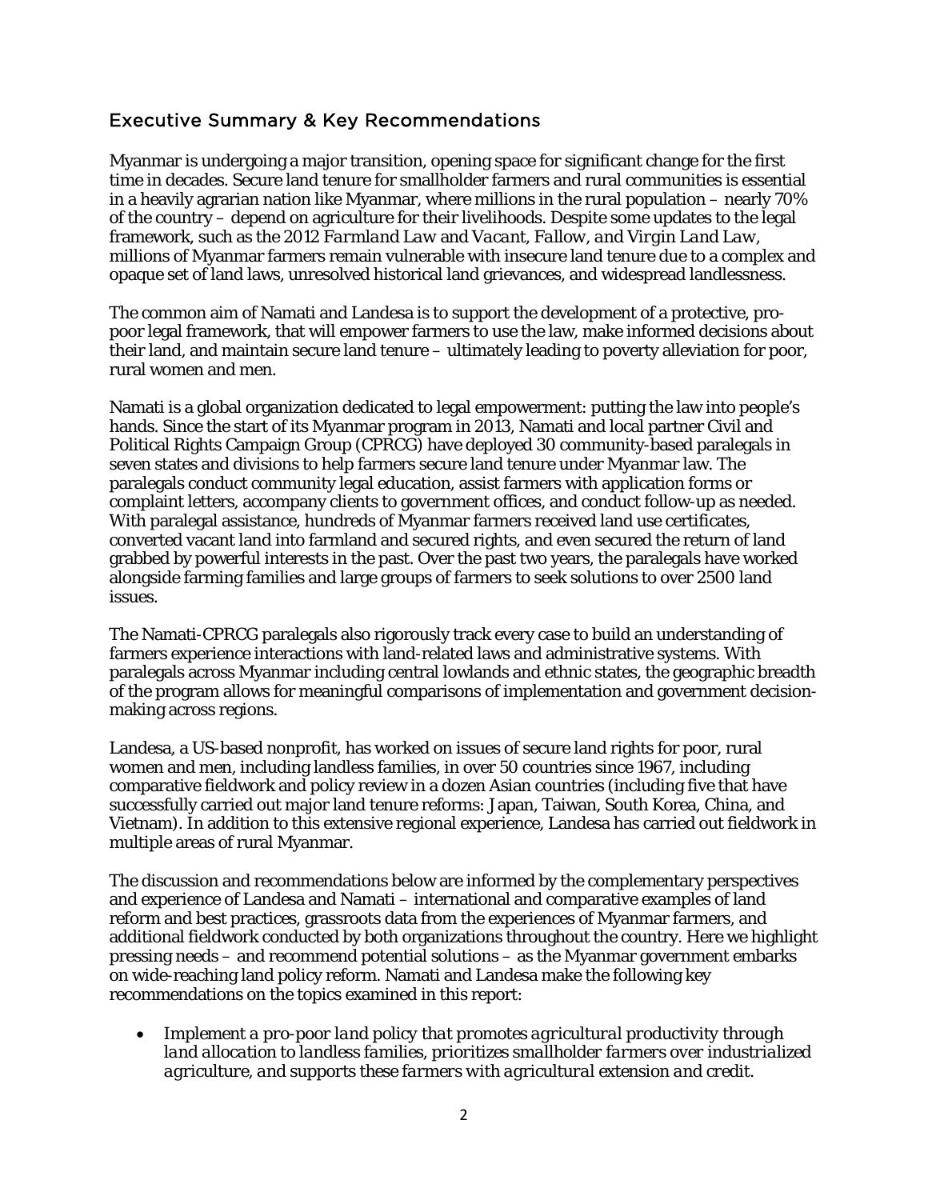## Executive Summary & Key Recommendations

Myanmar is undergoing a major transition, opening space for significant change for the first time in decades. Secure land tenure for smallholder farmers and rural communities is essential in a heavily agrarian nation like Myanmar, where millions in the rural population – nearly 70% of the country – depend on agriculture for their livelihoods. Despite some updates to the legal framework, such as the 2012 *Farmland Law* and *Vacant, Fallow, and Virgin Land Law*, millions of Myanmar farmers remain vulnerable with insecure land tenure due to a complex and opaque set of land laws, unresolved historical land grievances, and widespread landlessness.

The common aim of Namati and Landesa is to support the development of a protective, pro-poor legal framework, that will empower farmers to use the law, make informed decisions about their land, and maintain secure land tenure – ultimately leading to poverty alleviation for poor, rural women and men.

Namati is a global organization dedicated to legal empowerment: putting the law into people's hands. Since the start of its Myanmar program in 2013, Namati and local partner Civil and Political Rights Campaign Group (CPRCG) have deployed 30 community-based paralegals in seven states and divisions to help farmers secure land tenure under Myanmar law. The paralegals conduct community legal education, assist farmers with application forms or complaint letters, accompany clients to government offices, and conduct follow-up as needed. With paralegal assistance, hundreds of Myanmar farmers received land use certificates, converted vacant land into farmland and secured rights, and even secured the return of land grabbed by powerful interests in the past. Over the past two years, the paralegals have worked alongside farming families and large groups of farmers to seek solutions to over 2500 land issues.

The Namati-CPRCG paralegals also rigorously track every case to build an understanding of farmers experience interactions with land-related laws and administrative systems. With paralegals across Myanmar including central lowlands and ethnic states, the geographic breadth of the program allows for meaningful comparisons of implementation and government decision-making across regions.

Landesa, a US-based nonprofit, has worked on issues of secure land rights for poor, rural women and men, including landless families, in over 50 countries since 1967, including comparative fieldwork and policy review in a dozen Asian countries (including five that have successfully carried out major land tenure reforms: Japan, Taiwan, South Korea, China, and Vietnam). In addition to this extensive regional experience, Landesa has carried out fieldwork in multiple areas of rural Myanmar.

The discussion and recommendations below are informed by the complementary perspectives and experience of Landesa and Namati – international and comparative examples of land reform and best practices, grassroots data from the experiences of Myanmar farmers, and additional fieldwork conducted by both organizations throughout the country. Here we highlight pressing needs – and recommend potential solutions – as the Myanmar government embarks on wide-reaching land policy reform. Namati and Landesa make the following key recommendations on the topics examined in this report:

- *Implement a pro-poor land policy that promotes agricultural productivity through land allocation to landless families, prioritizes smallholder farmers over industrialized agriculture, and supports these farmers with agricultural extension and credit.*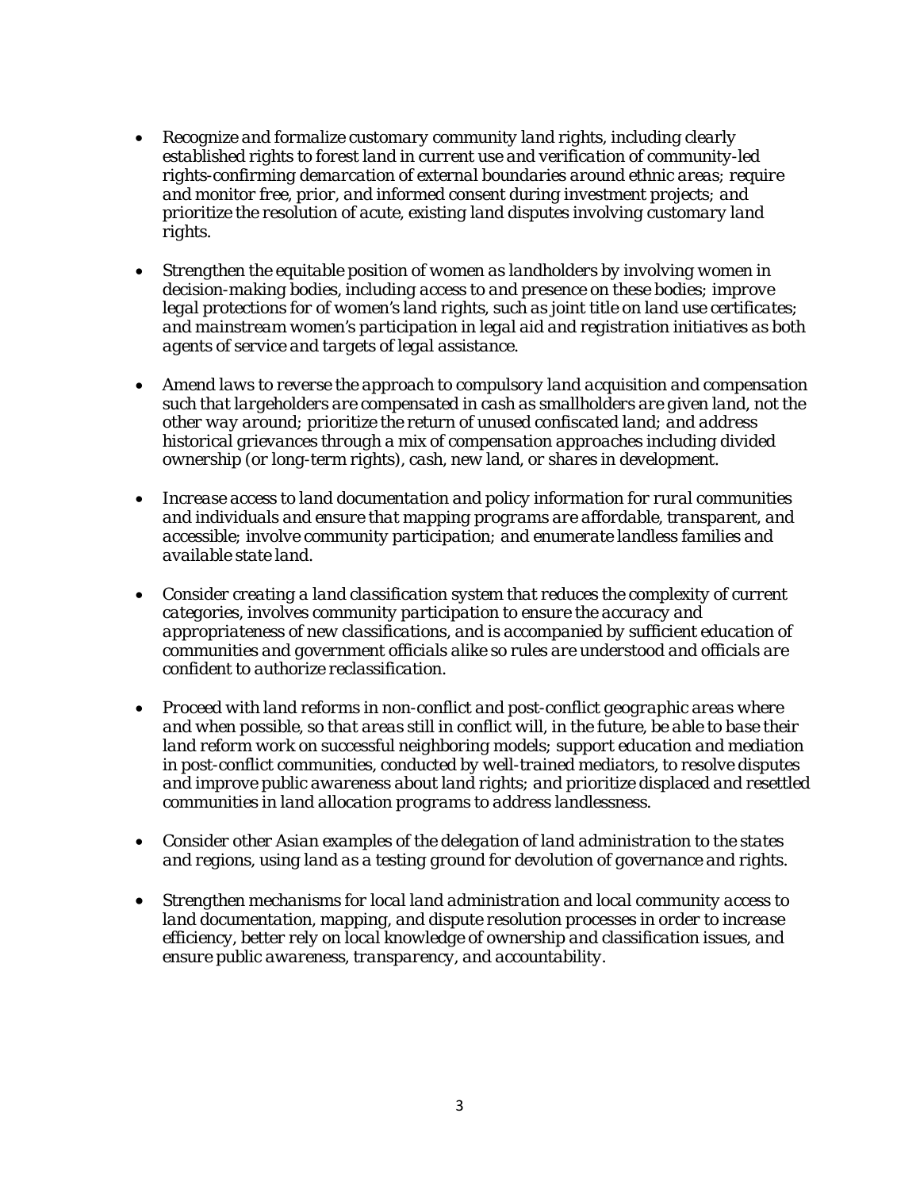- *Recognize and formalize customary community land rights, including clearly established rights to forest land in current use and verification of community-led rights-confirming demarcation of external boundaries around ethnic areas; require and monitor free, prior, and informed consent during investment projects; and prioritize the resolution of acute, existing land disputes involving customary land rights.*

- *Strengthen the equitable position of women as landholders by involving women in decision-making bodies, including access to and presence on these bodies; improve legal protections for of women's land rights, such as joint title on land use certificates; and mainstream women's participation in legal aid and registration initiatives as both agents of service and targets of legal assistance.*

- *Amend laws to reverse the approach to compulsory land acquisition and compensation such that largeholders are compensated in cash as smallholders are given land, not the other way around; prioritize the return of unused confiscated land; and address historical grievances through a mix of compensation approaches including divided ownership (or long-term rights), cash, new land, or shares in development.*

- *Increase access to land documentation and policy information for rural communities and individuals and ensure that mapping programs are affordable, transparent, and accessible; involve community participation; and enumerate landless families and available state land.*

- *Consider creating a land classification system that reduces the complexity of current categories, involves community participation to ensure the accuracy and appropriateness of new classifications, and is accompanied by sufficient education of communities and government officials alike so rules are understood and officials are confident to authorize reclassification.*

- *Proceed with land reforms in non-conflict and post-conflict geographic areas where and when possible, so that areas still in conflict will, in the future, be able to base their land reform work on successful neighboring models; support education and mediation in post-conflict communities, conducted by well-trained mediators, to resolve disputes and improve public awareness about land rights; and prioritize displaced and resettled communities in land allocation programs to address landlessness.*

- *Consider other Asian examples of the delegation of land administration to the states and regions, using land as a testing ground for devolution of governance and rights.*

- *Strengthen mechanisms for local land administration and local community access to land documentation, mapping, and dispute resolution processes in order to increase efficiency, better rely on local knowledge of ownership and classification issues, and ensure public awareness, transparency, and accountability.*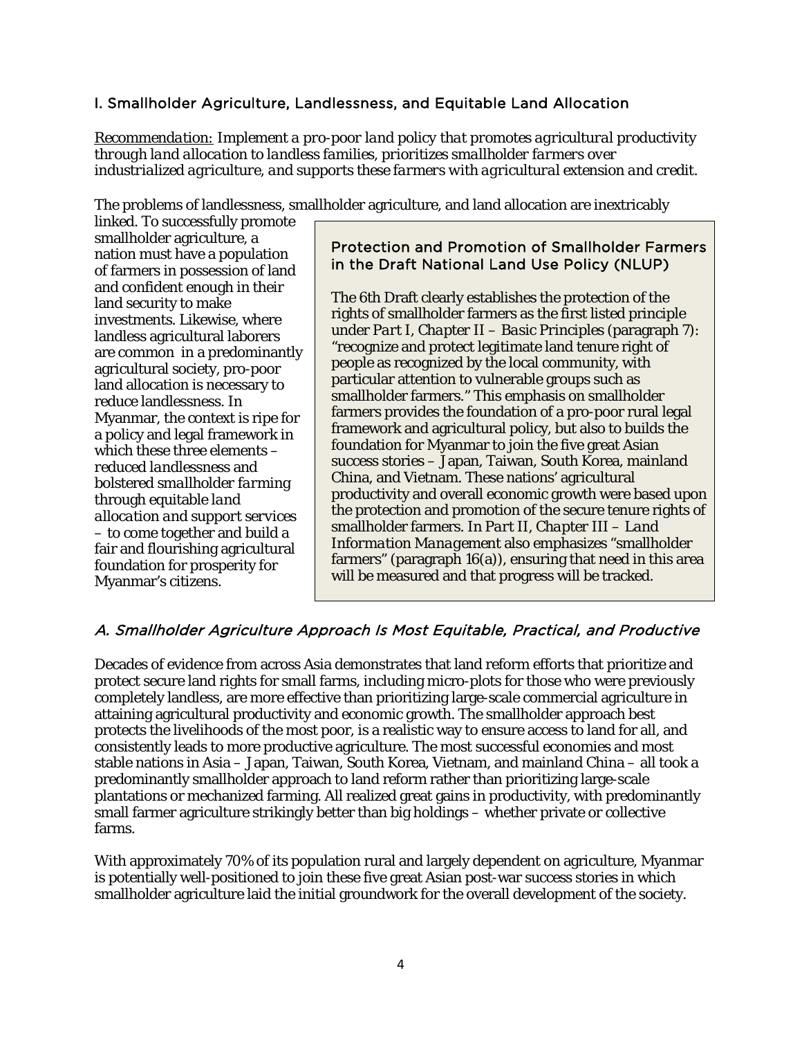## I. Smallholder Agriculture, Landlessness, and Equitable Land Allocation

*Recommendation: Implement a pro-poor land policy that promotes agricultural productivity through land allocation to landless families, prioritizes smallholder farmers over industrialized agriculture, and supports these farmers with agricultural extension and credit.*

The problems of landlessness, smallholder agriculture, and land allocation are inextricably linked. To successfully promote smallholder agriculture, a nation must have a population of farmers in possession of land and confident enough in their land security to make investments. Likewise, where landless agricultural laborers are common in a predominantly agricultural society, pro-poor land allocation is necessary to reduce landlessness. In Myanmar, the context is ripe for a policy and legal framework in which these three elements – *reduced landlessness* and *bolstered smallholder farming* through *equitable land allocation* and *support services* – to come together and build a fair and flourishing agricultural foundation for prosperity for Myanmar's citizens.

> **Protection and Promotion of Smallholder Farmers in the Draft National Land Use Policy (NLUP)**
>
> The 6th Draft clearly establishes the protection of the rights of smallholder farmers as the first listed principle under *Part I, Chapter II – Basic Principles* (paragraph 7): "recognize and protect legitimate land tenure right of people as recognized by the local community, with particular attention to vulnerable groups such as smallholder farmers." This emphasis on smallholder farmers provides the foundation of a pro-poor rural legal framework and agricultural policy, but also to builds the foundation for Myanmar to join the five great Asian success stories – Japan, Taiwan, South Korea, mainland China, and Vietnam. These nations' agricultural productivity and overall economic growth were based upon the protection and promotion of the secure tenure rights of smallholder farmers. *In Part II, Chapter III – Land Information Management* also emphasizes "smallholder farmers" (paragraph 16(a)), ensuring that need in this area will be measured and that progress will be tracked.

### *A. Smallholder Agriculture Approach Is Most Equitable, Practical, and Productive*

Decades of evidence from across Asia demonstrates that land reform efforts that prioritize and protect secure land rights for small farms, including micro-plots for those who were previously completely landless, are more effective than prioritizing large-scale commercial agriculture in attaining agricultural productivity and economic growth. The smallholder approach best protects the livelihoods of the most poor, is a realistic way to ensure access to land for all, and consistently leads to more productive agriculture. The most successful economies and most stable nations in Asia – Japan, Taiwan, South Korea, Vietnam, and mainland China – all took a predominantly smallholder approach to land reform rather than prioritizing large-scale plantations or mechanized farming. All realized great gains in productivity, with predominantly small farmer agriculture strikingly better than big holdings – whether private or collective farms.

With approximately 70% of its population rural and largely dependent on agriculture, Myanmar is potentially well-positioned to join these five great Asian post-war success stories in which smallholder agriculture laid the initial groundwork for the overall development of the society.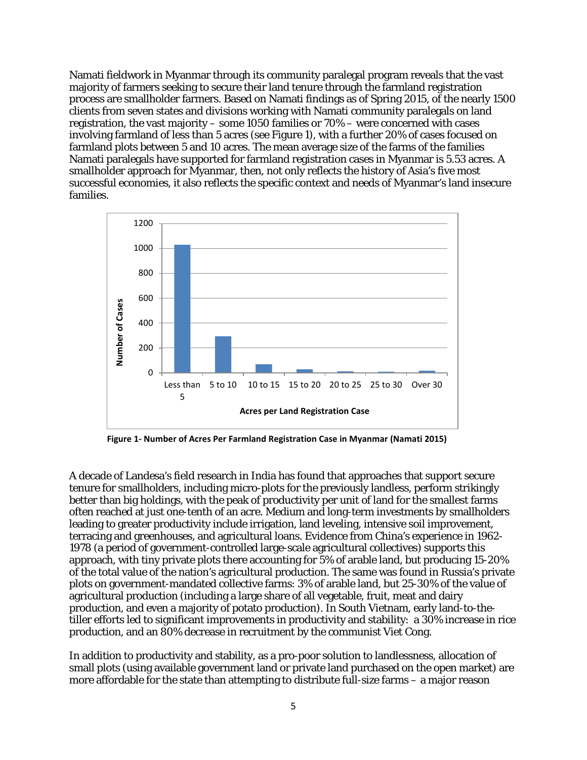Namati fieldwork in Myanmar through its community paralegal program reveals that the vast majority of farmers seeking to secure their land tenure through the farmland registration process are smallholder farmers. Based on Namati findings as of Spring 2015, of the nearly 1500 clients from seven states and divisions working with Namati community paralegals on land registration, the vast majority – some 1050 families or 70% – were concerned with cases involving farmland of less than 5 acres (see Figure 1), with a further 20% of cases focused on farmland plots between 5 and 10 acres. The mean average size of the farms of the families Namati paralegals have supported for farmland registration cases in Myanmar is 5.53 acres. A smallholder approach for Myanmar, then, not only reflects the history of Asia's five most successful economies, it also reflects the specific context and needs of Myanmar's land insecure families.

**Figure 1- Number of Acres Per Farmland Registration Case in Myanmar (Namati 2015)**

A decade of Landesa's field research in India has found that approaches that support secure tenure for smallholders, including micro-plots for the previously landless, perform strikingly better than big holdings, with the peak of productivity per unit of land for the smallest farms often reached at just one-tenth of an acre. Medium and long-term investments by smallholders leading to greater productivity include irrigation, land leveling, intensive soil improvement, terracing and greenhouses, and agricultural loans. Evidence from China's experience in 1962-1978 (a period of government-controlled large-scale agricultural collectives) supports this approach, with tiny private plots there accounting for 5% of arable land, but producing 15-20% of the total value of the nation's agricultural production. The same was found in Russia's private plots on government-mandated collective farms: 3% of arable land, but 25-30% of the value of agricultural production (including a large share of all vegetable, fruit, meat and dairy production, and even a majority of potato production). In South Vietnam, early land-to-the-tiller efforts led to significant improvements in productivity and stability: a 30% increase in rice production, and an 80% decrease in recruitment by the communist Viet Cong.

In addition to productivity and stability, as a pro-poor solution to landlessness, allocation of small plots (using available government land or private land purchased on the open market) are more affordable for the state than attempting to distribute full-size farms – a major reason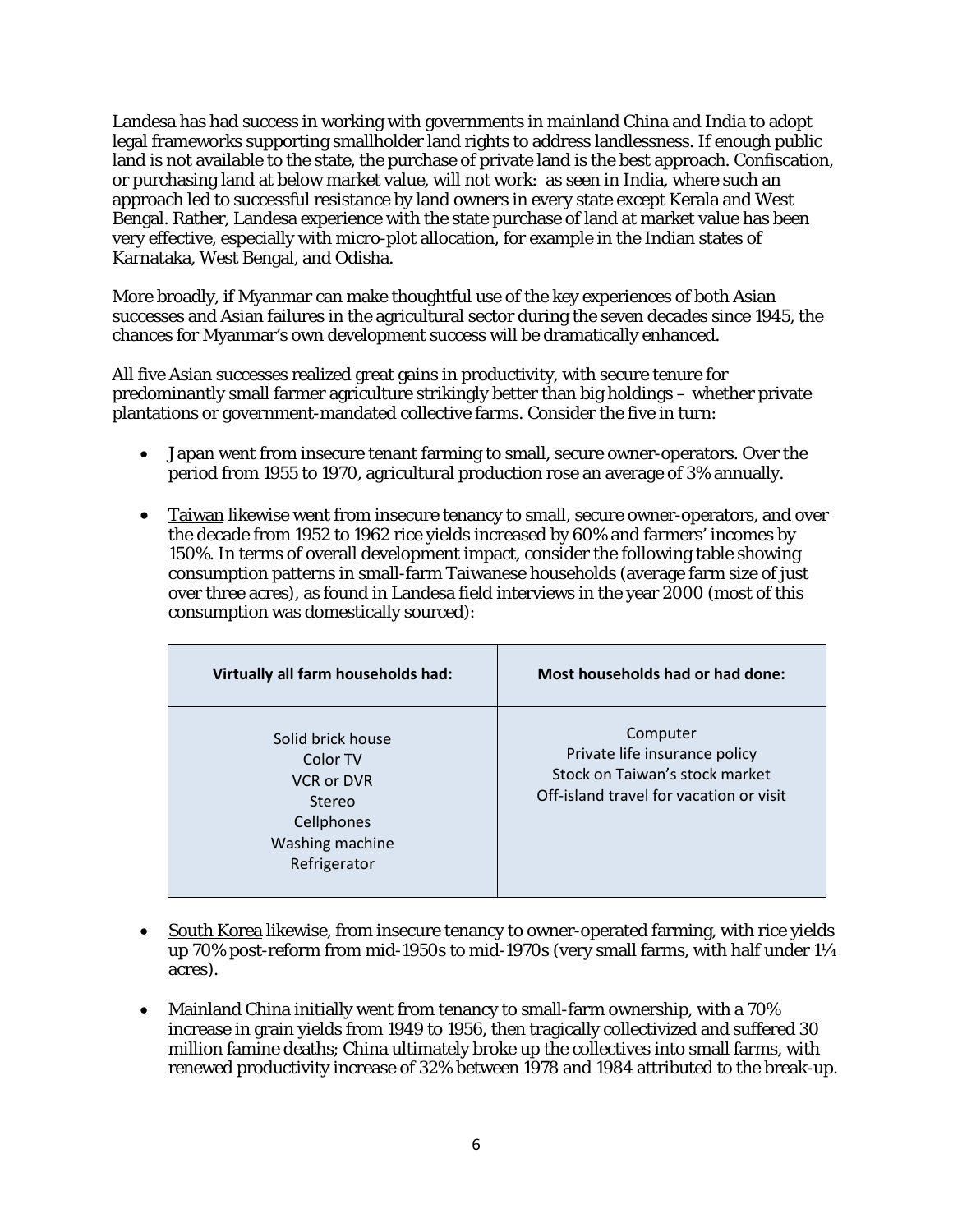Landesa has had success in working with governments in mainland China and India to adopt legal frameworks supporting smallholder land rights to address landlessness. If enough public land is not available to the state, the purchase of private land is the best approach. Confiscation, or purchasing land at below market value, will not work: as seen in India, where such an approach led to successful resistance by land owners in every state except Kerala and West Bengal. Rather, Landesa experience with the state purchase of land at market value has been very effective, especially with micro-plot allocation, for example in the Indian states of Karnataka, West Bengal, and Odisha.

More broadly, if Myanmar can make thoughtful use of the key experiences of both Asian successes and Asian failures in the agricultural sector during the seven decades since 1945, the chances for Myanmar's own development success will be dramatically enhanced.

All five Asian successes realized great gains in productivity, with secure tenure for predominantly small farmer agriculture strikingly better than big holdings – whether private plantations or government-mandated collective farms. Consider the five in turn:

- Japan went from insecure tenant farming to small, secure owner-operators. Over the period from 1955 to 1970, agricultural production rose an average of 3% annually.

- Taiwan likewise went from insecure tenancy to small, secure owner-operators, and over the decade from 1952 to 1962 rice yields increased by 60% and farmers' incomes by 150%. In terms of overall development impact, consider the following table showing consumption patterns in small-farm Taiwanese households (average farm size of just over three acres), as found in Landesa field interviews in the year 2000 (most of this consumption was domestically sourced):

| Virtually all farm households had: | Most households had or had done: |
|---|---|
| Solid brick house<br>Color TV<br>VCR or DVR<br>Stereo<br>Cellphones<br>Washing machine<br>Refrigerator | Computer<br>Private life insurance policy<br>Stock on Taiwan's stock market<br>Off-island travel for vacation or visit |

- South Korea likewise, from insecure tenancy to owner-operated farming, with rice yields up 70% post-reform from mid-1950s to mid-1970s (very small farms, with half under 1¼ acres).

- Mainland China initially went from tenancy to small-farm ownership, with a 70% increase in grain yields from 1949 to 1956, then tragically collectivized and suffered 30 million famine deaths; China ultimately broke up the collectives into small farms, with renewed productivity increase of 32% between 1978 and 1984 attributed to the break-up.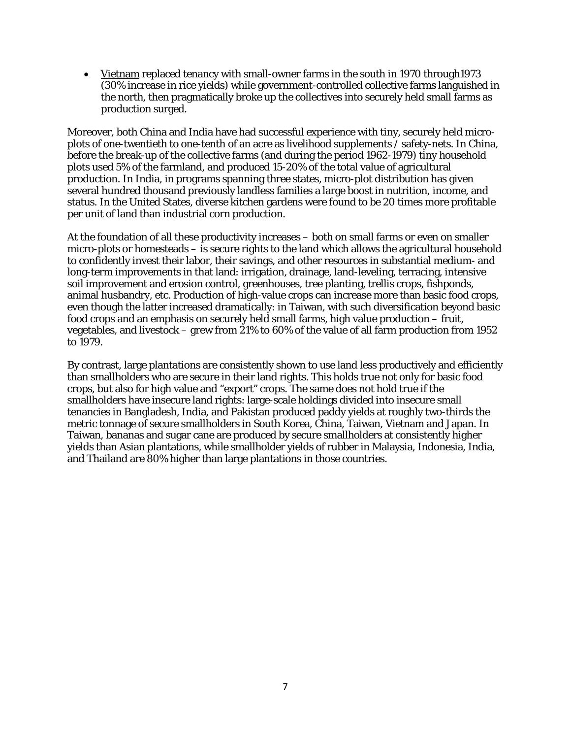- Vietnam replaced tenancy with small-owner farms in the south in 1970 through1973 (30% increase in rice yields) while government-controlled collective farms languished in the north, then pragmatically broke up the collectives into securely held small farms as production surged.

Moreover, both China and India have had successful experience with tiny, securely held micro-plots of one-twentieth to one-tenth of an acre as livelihood supplements / safety-nets. In China, before the break-up of the collective farms (and during the period 1962-1979) tiny household plots used 5% of the farmland, and produced 15-20% of the total value of agricultural production. In India, in programs spanning three states, micro-plot distribution has given several hundred thousand previously landless families a large boost in nutrition, income, and status. In the United States, diverse kitchen gardens were found to be 20 times more profitable per unit of land than industrial corn production.

At the foundation of all these productivity increases – both on small farms or even on smaller micro-plots or homesteads – is secure rights to the land which allows the agricultural household to confidently invest their labor, their savings, and other resources in substantial medium- and long-term improvements in that land: irrigation, drainage, land-leveling, terracing, intensive soil improvement and erosion control, greenhouses, tree planting, trellis crops, fishponds, animal husbandry, etc. Production of high-value crops can increase more than basic food crops, even though the latter increased dramatically: in Taiwan, with such diversification beyond basic food crops and an emphasis on securely held small farms, high value production – fruit, vegetables, and livestock – grew from 21% to 60% of the value of all farm production from 1952 to 1979.

By contrast, large plantations are consistently shown to use land less productively and efficiently than smallholders who are secure in their land rights. This holds true not only for basic food crops, but also for high value and "export" crops. The same does not hold true if the smallholders have insecure land rights: large-scale holdings divided into insecure small tenancies in Bangladesh, India, and Pakistan produced paddy yields at roughly two-thirds the metric tonnage of secure smallholders in South Korea, China, Taiwan, Vietnam and Japan. In Taiwan, bananas and sugar cane are produced by secure smallholders at consistently higher yields than Asian plantations, while smallholder yields of rubber in Malaysia, Indonesia, India, and Thailand are 80% higher than large plantations in those countries.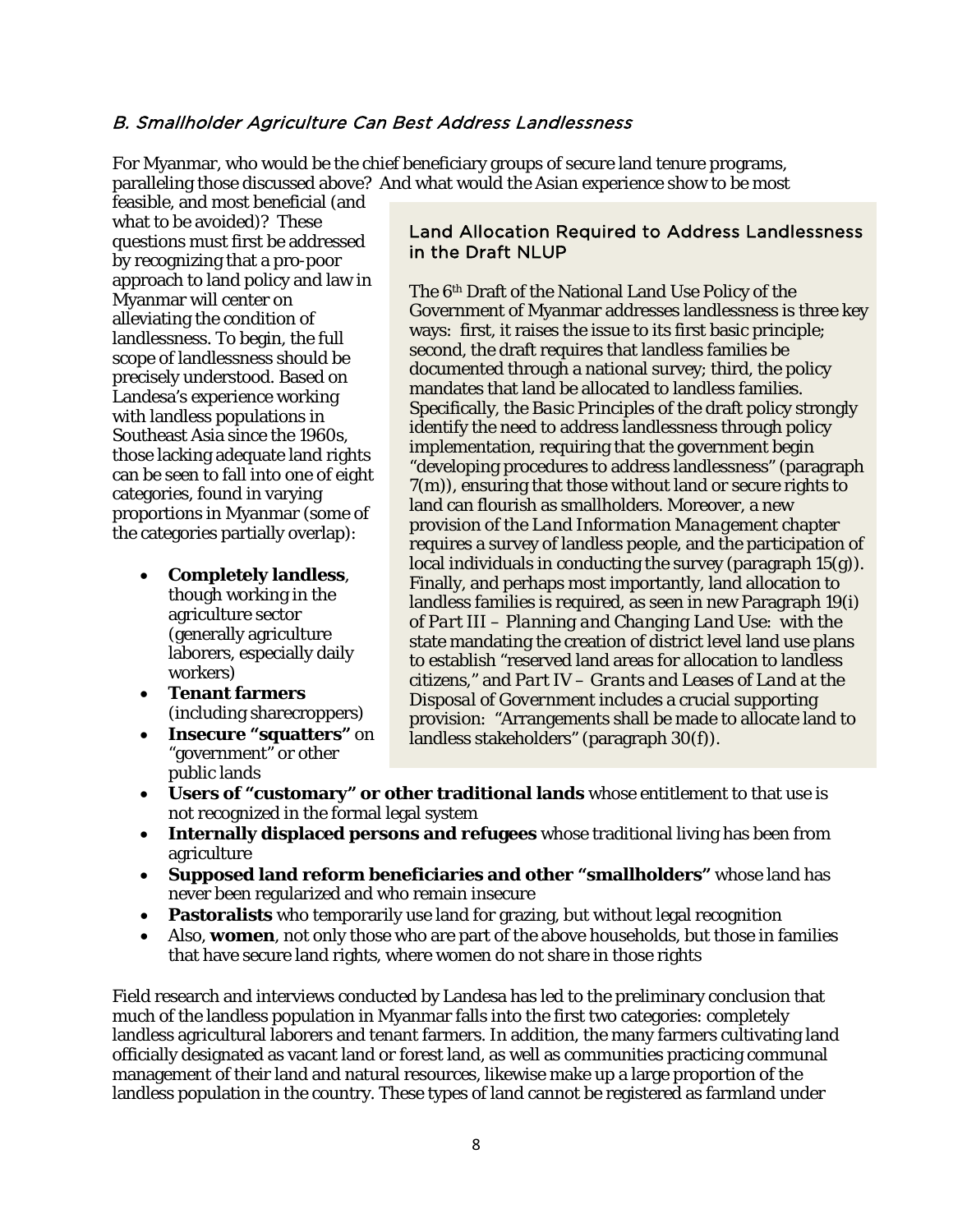### *B. Smallholder Agriculture Can Best Address Landlessness*

For Myanmar, who would be the chief beneficiary groups of secure land tenure programs, paralleling those discussed above? And what would the Asian experience show to be most feasible, and most beneficial (and what to be avoided)? These questions must first be addressed by recognizing that a pro-poor approach to land policy and law in Myanmar will center on alleviating the condition of landlessness. To begin, the full scope of landlessness should be precisely understood. Based on Landesa's experience working with landless populations in Southeast Asia since the 1960s, those lacking adequate land rights can be seen to fall into one of eight categories, found in varying proportions in Myanmar (some of the categories partially overlap):

- **Completely landless**, though working in the agriculture sector (generally agriculture laborers, especially daily workers)
- **Tenant farmers** (including sharecroppers)
- **Insecure "squatters"** on "government" or other public lands
- **Users of "customary" or other traditional lands** whose entitlement to that use is not recognized in the formal legal system
- **Internally displaced persons and refugees** whose traditional living has been from agriculture
- **Supposed land reform beneficiaries and other "smallholders"** whose land has never been regularized and who remain insecure
- **Pastoralists** who temporarily use land for grazing, but without legal recognition
- Also, **women**, not only those who are part of the above households, but those in families that have secure land rights, where women do not share in those rights

> **Land Allocation Required to Address Landlessness in the Draft NLUP**
>
> The 6th Draft of the National Land Use Policy of the Government of Myanmar addresses landlessness is three key ways: first, it raises the issue to its first basic principle; second, the draft requires that landless families be documented through a national survey; third, the policy mandates that land be allocated to landless families. Specifically, the *Basic Principles* of the draft policy strongly identify the need to address landlessness through policy implementation, requiring that the government begin "developing procedures to address landlessness" (paragraph 7(m)), ensuring that those without land or secure rights to land can flourish as smallholders. Moreover, a new provision of the *Land Information Management* chapter requires a survey of landless people, and the participation of local individuals in conducting the survey (paragraph 15(g)). Finally, and perhaps most importantly, land allocation to landless families is required, as seen in new Paragraph 19(i) of *Part III – Planning and Changing Land Use*: with the state mandating the creation of district level land use plans to establish "reserved land areas for allocation to landless citizens," and *Part IV – Grants and Leases of Land at the Disposal of Government* includes a crucial supporting provision: "Arrangements shall be made to allocate land to landless stakeholders" (paragraph 30(f)).

Field research and interviews conducted by Landesa has led to the preliminary conclusion that much of the landless population in Myanmar falls into the first two categories: completely landless agricultural laborers and tenant farmers. In addition, the many farmers cultivating land officially designated as vacant land or forest land, as well as communities practicing communal management of their land and natural resources, likewise make up a large proportion of the landless population in the country. These types of land cannot be registered as farmland under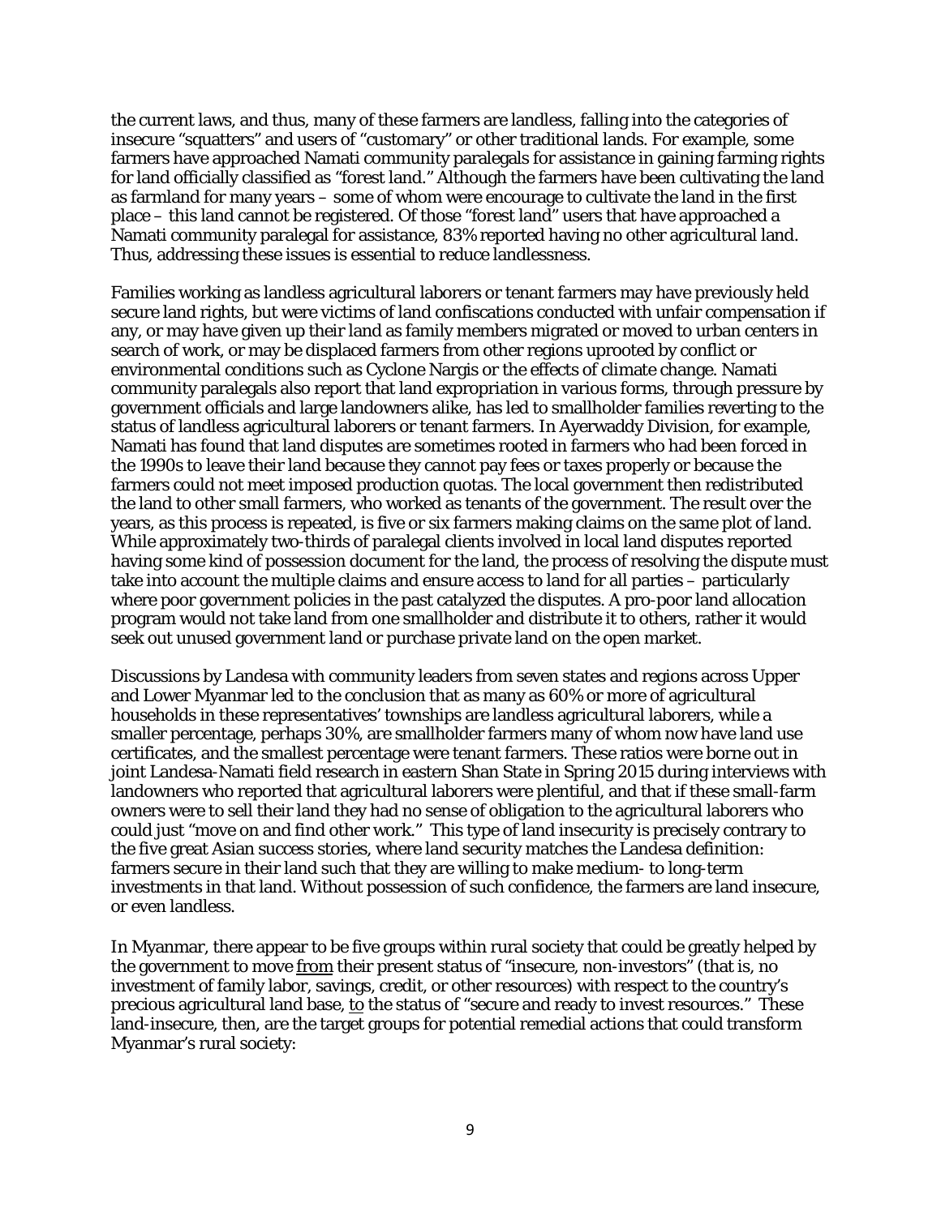the current laws, and thus, many of these farmers are landless, falling into the categories of insecure "squatters" and users of "customary" or other traditional lands. For example, some farmers have approached Namati community paralegals for assistance in gaining farming rights for land officially classified as "forest land." Although the farmers have been cultivating the land as farmland for many years – some of whom were encourage to cultivate the land in the first place – this land cannot be registered. Of those "forest land" users that have approached a Namati community paralegal for assistance, 83% reported having no other agricultural land. Thus, addressing these issues is essential to reduce landlessness.

Families working as landless agricultural laborers or tenant farmers may have previously held secure land rights, but were victims of land confiscations conducted with unfair compensation if any, or may have given up their land as family members migrated or moved to urban centers in search of work, or may be displaced farmers from other regions uprooted by conflict or environmental conditions such as Cyclone Nargis or the effects of climate change. Namati community paralegals also report that land expropriation in various forms, through pressure by government officials and large landowners alike, has led to smallholder families reverting to the status of landless agricultural laborers or tenant farmers. In Ayerwaddy Division, for example, Namati has found that land disputes are sometimes rooted in farmers who had been forced in the 1990s to leave their land because they cannot pay fees or taxes properly or because the farmers could not meet imposed production quotas. The local government then redistributed the land to other small farmers, who worked as tenants of the government. The result over the years, as this process is repeated, is five or six farmers making claims on the same plot of land. While approximately two-thirds of paralegal clients involved in local land disputes reported having some kind of possession document for the land, the process of resolving the dispute must take into account the multiple claims and ensure access to land for all parties – particularly where poor government policies in the past catalyzed the disputes. A pro-poor land allocation program would not take land from one smallholder and distribute it to others, rather it would seek out unused government land or purchase private land on the open market.

Discussions by Landesa with community leaders from seven states and regions across Upper and Lower Myanmar led to the conclusion that as many as 60% or more of agricultural households in these representatives' townships are landless agricultural laborers, while a smaller percentage, perhaps 30%, are smallholder farmers many of whom now have land use certificates, and the smallest percentage were tenant farmers. These ratios were borne out in joint Landesa-Namati field research in eastern Shan State in Spring 2015 during interviews with landowners who reported that agricultural laborers were plentiful, and that if these small-farm owners were to sell their land they had no sense of obligation to the agricultural laborers who could just "move on and find other work." This type of land insecurity is precisely contrary to the five great Asian success stories, where land security matches the Landesa definition: farmers secure in their land such that they are willing to make medium- to long-term investments in that land. Without possession of such confidence, the farmers are land insecure, or even landless.

In Myanmar, there appear to be five groups within rural society that could be greatly helped by the government to move from their present status of "insecure, non-investors" (that is, no investment of family labor, savings, credit, or other resources) with respect to the country's precious agricultural land base, to the status of "secure and ready to invest resources." These land-insecure, then, are the target groups for potential remedial actions that could transform Myanmar's rural society: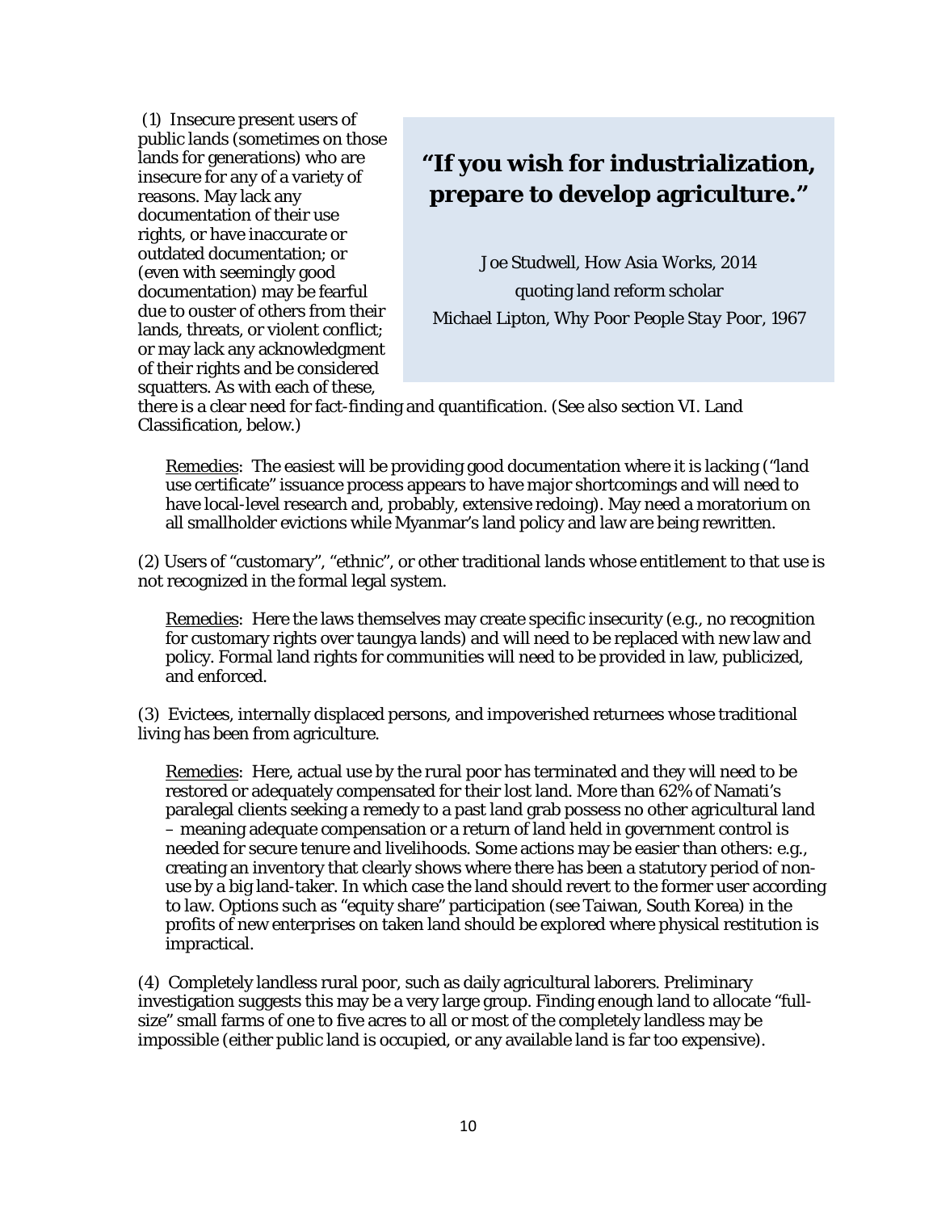(1) Insecure present users of public lands (sometimes on those lands for generations) who are insecure for any of a variety of reasons. May lack any documentation of their use rights, or have inaccurate or outdated documentation; or (even with seemingly good documentation) may be fearful due to ouster of others from their lands, threats, or violent conflict; or may lack any acknowledgment of their rights and be considered squatters. As with each of these, there is a clear need for fact-finding and quantification. (See also section VI. Land Classification, below.)

> **"If you wish for industrialization, prepare to develop agriculture."**
>
> Joe Studwell, How Asia Works, 2014
> quoting land reform scholar
> Michael Lipton, *Why Poor People Stay Poor*, 1967

Remedies: The easiest will be providing good documentation where it is lacking ("land use certificate" issuance process appears to have major shortcomings and will need to have local-level research and, probably, extensive redoing). May need a moratorium on all smallholder evictions while Myanmar's land policy and law are being rewritten.

(2) Users of "customary", "ethnic", or other traditional lands whose entitlement to that use is not recognized in the formal legal system.

Remedies: Here the laws themselves may create specific insecurity (e.g., no recognition for customary rights over taungya lands) and will need to be replaced with new law and policy. Formal land rights for communities will need to be provided in law, publicized, and enforced.

(3) Evictees, internally displaced persons, and impoverished returnees whose traditional living has been from agriculture.

Remedies: Here, actual use by the rural poor has terminated and they will need to be restored or adequately compensated for their lost land. More than 62% of Namati's paralegal clients seeking a remedy to a past land grab possess no other agricultural land – meaning adequate compensation or a return of land held in government control is needed for secure tenure and livelihoods. Some actions may be easier than others: e.g., creating an inventory that clearly shows where there has been a statutory period of non-use by a big land-taker. In which case the land should revert to the former user according to law. Options such as "equity share" participation (see Taiwan, South Korea) in the profits of new enterprises on taken land should be explored where physical restitution is impractical.

(4) Completely landless rural poor, such as daily agricultural laborers. Preliminary investigation suggests this may be a very large group. Finding enough land to allocate "full-size" small farms of one to five acres to all or most of the completely landless may be impossible (either public land is occupied, or any available land is far too expensive).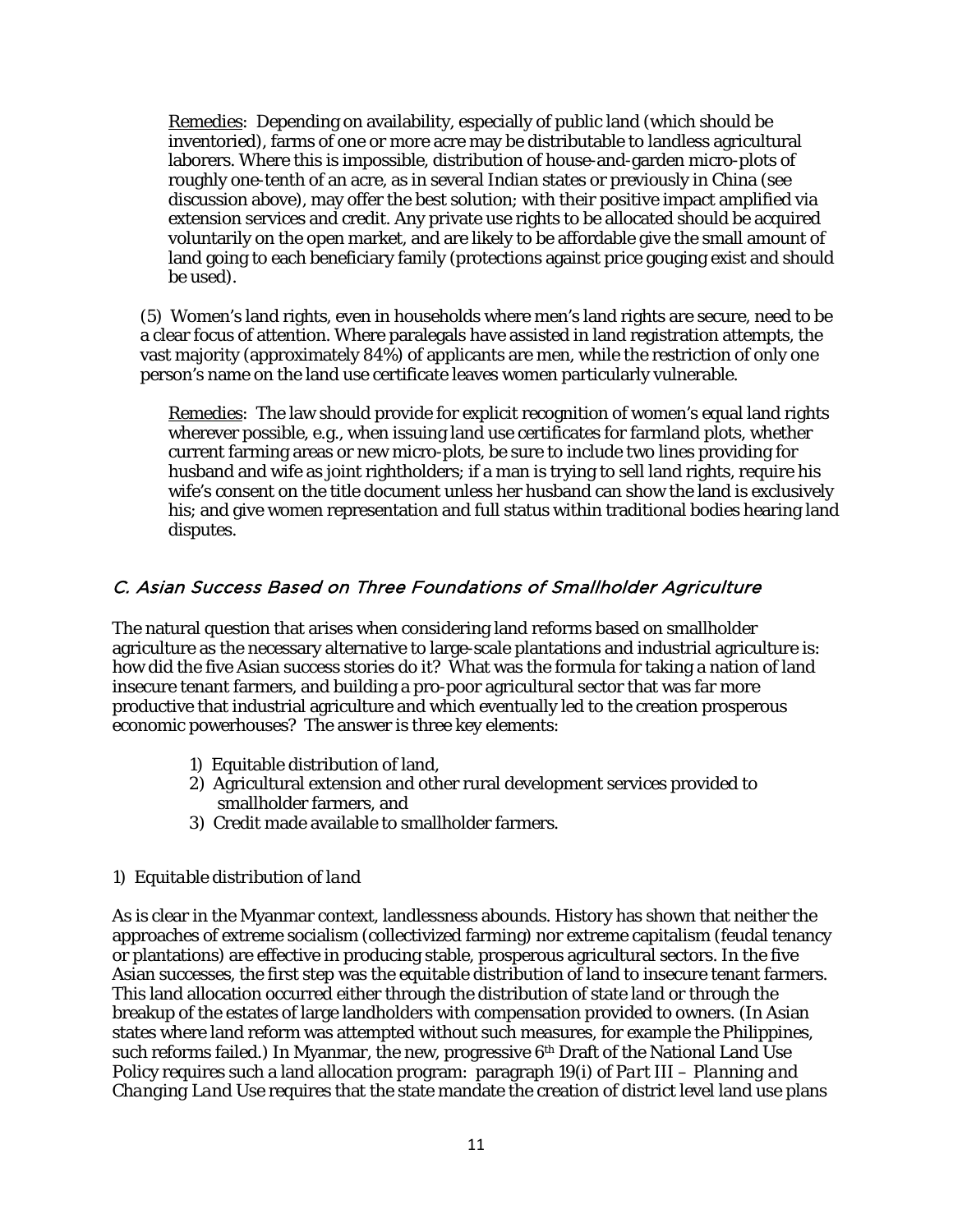Remedies: Depending on availability, especially of public land (which should be inventoried), farms of one or more acre may be distributable to landless agricultural laborers. Where this is impossible, distribution of house-and-garden micro-plots of roughly one-tenth of an acre, as in several Indian states or previously in China (see discussion above), may offer the best solution; with their positive impact amplified via extension services and credit. Any private use rights to be allocated should be acquired voluntarily on the open market, and are likely to be affordable give the small amount of land going to each beneficiary family (protections against price gouging exist and should be used).

(5) Women's land rights, even in households where men's land rights are secure, need to be a clear focus of attention. Where paralegals have assisted in land registration attempts, the vast majority (approximately 84%) of applicants are men, while the restriction of only one person's name on the land use certificate leaves women particularly vulnerable.

Remedies: The law should provide for explicit recognition of women's equal land rights wherever possible, e.g., when issuing land use certificates for farmland plots, whether current farming areas or new micro-plots, be sure to include two lines providing for husband and wife as joint rightholders; if a man is trying to sell land rights, require his wife's consent on the title document unless her husband can show the land is exclusively his; and give women representation and full status within traditional bodies hearing land disputes.

## C. Asian Success Based on Three Foundations of Smallholder Agriculture

The natural question that arises when considering land reforms based on smallholder agriculture as the necessary alternative to large-scale plantations and industrial agriculture is: how did the five Asian success stories do it? What was the formula for taking a nation of land insecure tenant farmers, and building a pro-poor agricultural sector that was far more productive that industrial agriculture and which eventually led to the creation prosperous economic powerhouses? The answer is three key elements:

1) Equitable distribution of land,
2) Agricultural extension and other rural development services provided to smallholder farmers, and
3) Credit made available to smallholder farmers.

*1) Equitable distribution of land*

As is clear in the Myanmar context, landlessness abounds. History has shown that neither the approaches of extreme socialism (collectivized farming) nor extreme capitalism (feudal tenancy or plantations) are effective in producing stable, prosperous agricultural sectors. In the five Asian successes, the first step was the equitable distribution of land to insecure tenant farmers. This land allocation occurred either through the distribution of state land or through the breakup of the estates of large landholders with compensation provided to owners. (In Asian states where land reform was attempted without such measures, for example the Philippines, such reforms failed.) In Myanmar, the new, progressive 6th Draft of the National Land Use Policy requires such a land allocation program: paragraph 19(i) of *Part III – Planning and Changing Land Use* requires that the state mandate the creation of district level land use plans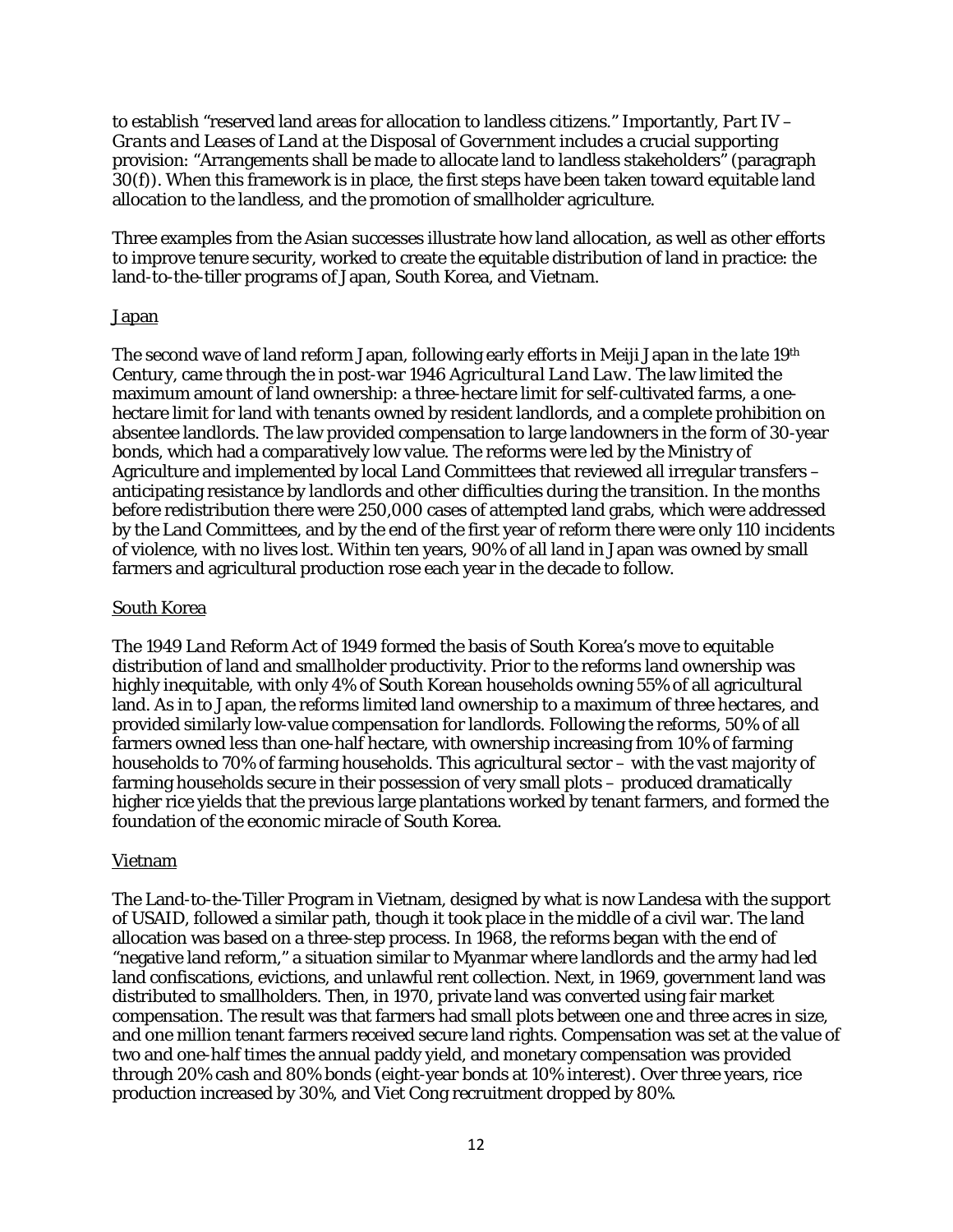to establish "reserved land areas for allocation to landless citizens." Importantly, *Part IV – Grants and Leases of Land at the Disposal of Government* includes a crucial supporting provision: "Arrangements shall be made to allocate land to landless stakeholders" (paragraph 30(f)). When this framework is in place, the first steps have been taken toward equitable land allocation to the landless, and the promotion of smallholder agriculture.

Three examples from the Asian successes illustrate how land allocation, as well as other efforts to improve tenure security, worked to create the equitable distribution of land in practice: the land-to-the-tiller programs of Japan, South Korea, and Vietnam.

<u>Japan</u>

The second wave of land reform Japan, following early efforts in Meiji Japan in the late 19th Century, came through the in post-war 1946 *Agricultural Land Law*. The law limited the maximum amount of land ownership: a three-hectare limit for self-cultivated farms, a one-hectare limit for land with tenants owned by resident landlords, and a complete prohibition on absentee landlords. The law provided compensation to large landowners in the form of 30-year bonds, which had a comparatively low value. The reforms were led by the Ministry of Agriculture and implemented by local Land Committees that reviewed all irregular transfers – anticipating resistance by landlords and other difficulties during the transition. In the months before redistribution there were 250,000 cases of attempted land grabs, which were addressed by the Land Committees, and by the end of the first year of reform there were only 110 incidents of violence, with no lives lost. Within ten years, 90% of all land in Japan was owned by small farmers and agricultural production rose each year in the decade to follow.

<u>South Korea</u>

The 1949 *Land Reform Act of 1949* formed the basis of South Korea's move to equitable distribution of land and smallholder productivity. Prior to the reforms land ownership was highly inequitable, with only 4% of South Korean households owning 55% of all agricultural land. As in to Japan, the reforms limited land ownership to a maximum of three hectares, and provided similarly low-value compensation for landlords. Following the reforms, 50% of all farmers owned less than one-half hectare, with ownership increasing from 10% of farming households to 70% of farming households. This agricultural sector – with the vast majority of farming households secure in their possession of very small plots – produced dramatically higher rice yields that the previous large plantations worked by tenant farmers, and formed the foundation of the economic miracle of South Korea.

<u>Vietnam</u>

The Land-to-the-Tiller Program in Vietnam, designed by what is now Landesa with the support of USAID, followed a similar path, though it took place in the middle of a civil war. The land allocation was based on a three-step process. In 1968, the reforms began with the end of "negative land reform," a situation similar to Myanmar where landlords and the army had led land confiscations, evictions, and unlawful rent collection. Next, in 1969, government land was distributed to smallholders. Then, in 1970, private land was converted using fair market compensation. The result was that farmers had small plots between one and three acres in size, and one million tenant farmers received secure land rights. Compensation was set at the value of two and one-half times the annual paddy yield, and monetary compensation was provided through 20% cash and 80% bonds (eight-year bonds at 10% interest). Over three years, rice production increased by 30%, and Viet Cong recruitment dropped by 80%.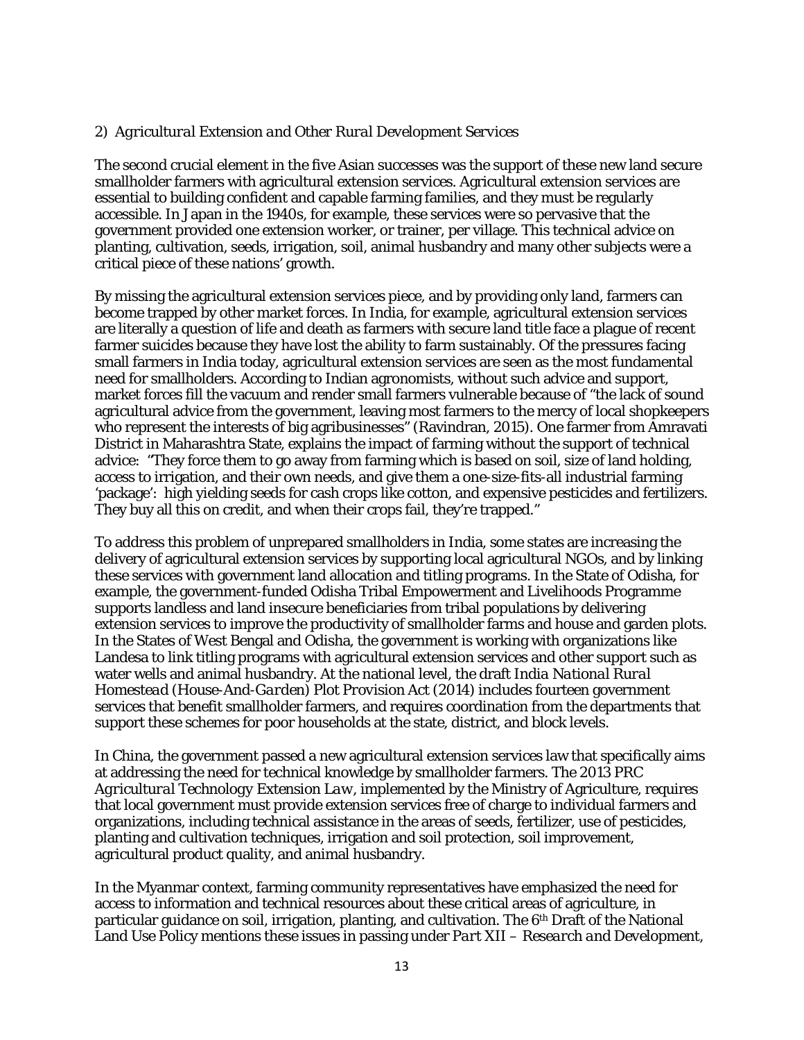2) *Agricultural Extension and Other Rural Development Services*

The second crucial element in the five Asian successes was the support of these new land secure smallholder farmers with agricultural extension services. Agricultural extension services are essential to building confident and capable farming families, and they must be regularly accessible. In Japan in the 1940s, for example, these services were so pervasive that the government provided one extension worker, or trainer, per village. This technical advice on planting, cultivation, seeds, irrigation, soil, animal husbandry and many other subjects were a critical piece of these nations' growth.

By missing the agricultural extension services piece, and by providing only land, farmers can become trapped by other market forces. In India, for example, agricultural extension services are literally a question of life and death as farmers with secure land title face a plague of recent farmer suicides because they have lost the ability to farm sustainably. Of the pressures facing small farmers in India today, agricultural extension services are seen as the most fundamental need for smallholders. According to Indian agronomists, without such advice and support, market forces fill the vacuum and render small farmers vulnerable because of "the lack of sound agricultural advice from the government, leaving most farmers to the mercy of local shopkeepers who represent the interests of big agribusinesses" (Ravindran, 2015). One farmer from Amravati District in Maharashtra State, explains the impact of farming without the support of technical advice: "They force them to go away from farming which is based on soil, size of land holding, access to irrigation, and their own needs, and give them a one-size-fits-all industrial farming 'package': high yielding seeds for cash crops like cotton, and expensive pesticides and fertilizers. They buy all this on credit, and when their crops fail, they're trapped."

To address this problem of unprepared smallholders in India, some states are increasing the delivery of agricultural extension services by supporting local agricultural NGOs, and by linking these services with government land allocation and titling programs. In the State of Odisha, for example, the government-funded Odisha Tribal Empowerment and Livelihoods Programme supports landless and land insecure beneficiaries from tribal populations by delivering extension services to improve the productivity of smallholder farms and house and garden plots. In the States of West Bengal and Odisha, the government is working with organizations like Landesa to link titling programs with agricultural extension services and other support such as water wells and animal husbandry. At the national level, the draft *India National Rural Homestead (House-And-Garden) Plot Provision Act (2014)* includes fourteen government services that benefit smallholder farmers, and requires coordination from the departments that support these schemes for poor households at the state, district, and block levels.

In China, the government passed a new agricultural extension services law that specifically aims at addressing the need for technical knowledge by smallholder farmers. The 2013 PRC *Agricultural Technology Extension Law*, implemented by the Ministry of Agriculture, requires that local government must provide extension services free of charge to individual farmers and organizations, including technical assistance in the areas of seeds, fertilizer, use of pesticides, planting and cultivation techniques, irrigation and soil protection, soil improvement, agricultural product quality, and animal husbandry.

In the Myanmar context, farming community representatives have emphasized the need for access to information and technical resources about these critical areas of agriculture, in particular guidance on soil, irrigation, planting, and cultivation. The 6th Draft of the National Land Use Policy mentions these issues in passing under *Part XII – Research and Development*,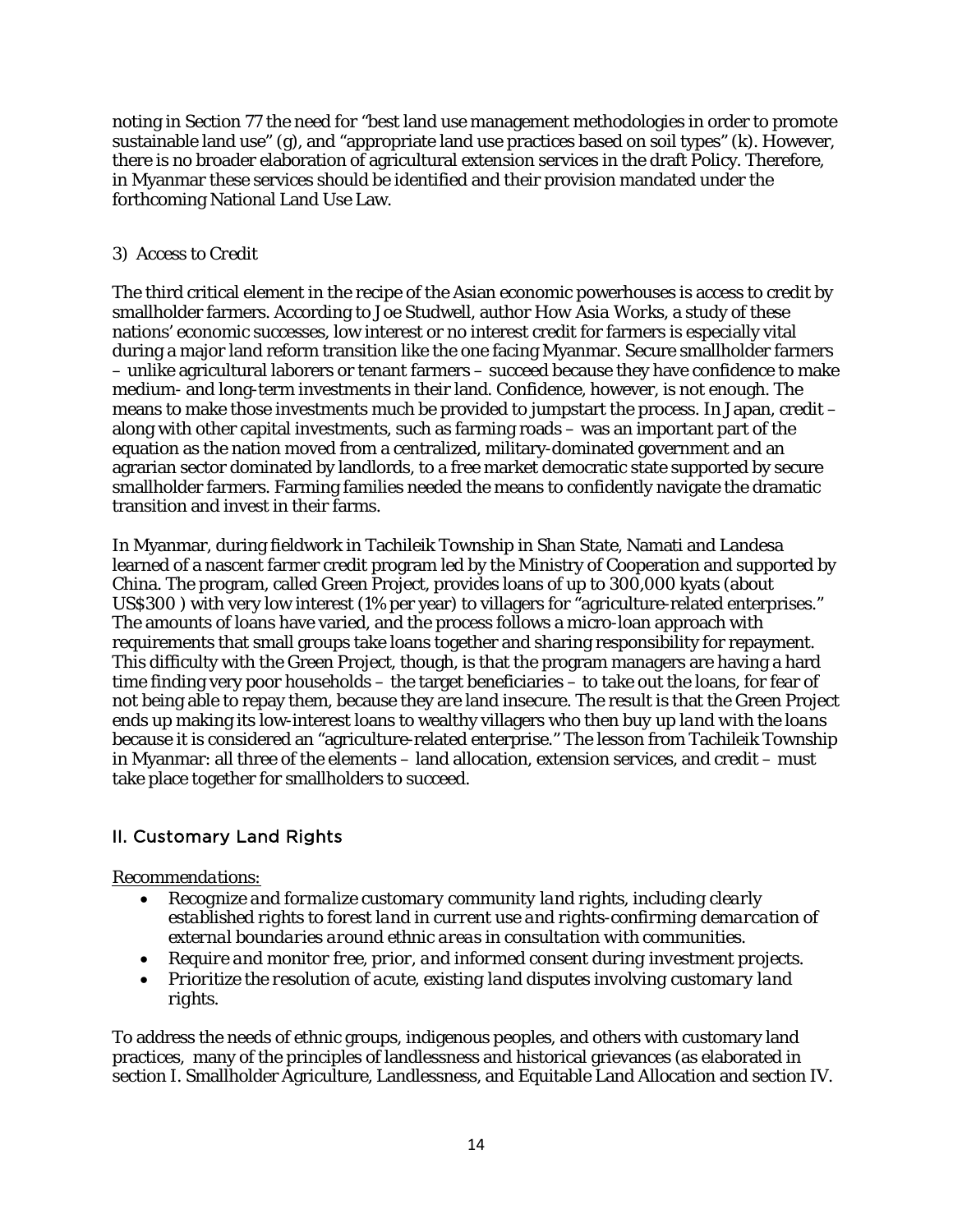noting in Section 77 the need for "best land use management methodologies in order to promote sustainable land use" (g), and "appropriate land use practices based on soil types" (k). However, there is no broader elaboration of agricultural extension services in the draft Policy. Therefore, in Myanmar these services should be identified and their provision mandated under the forthcoming National Land Use Law.

### 3) *Access to Credit*

The third critical element in the recipe of the Asian economic powerhouses is access to credit by smallholder farmers. According to Joe Studwell, author *How Asia Works*, a study of these nations' economic successes, low interest or no interest credit for farmers is especially vital during a major land reform transition like the one facing Myanmar. Secure smallholder farmers – unlike agricultural laborers or tenant farmers – succeed because they have confidence to make medium- and long-term investments in their land. Confidence, however, is not enough. The means to make those investments much be provided to jumpstart the process. In Japan, credit – along with other capital investments, such as farming roads – was an important part of the equation as the nation moved from a centralized, military-dominated government and an agrarian sector dominated by landlords, to a free market democratic state supported by secure smallholder farmers. Farming families needed the means to confidently navigate the dramatic transition and invest in their farms.

In Myanmar, during fieldwork in Tachileik Township in Shan State, Namati and Landesa learned of a nascent farmer credit program led by the Ministry of Cooperation and supported by China. The program, called Green Project, provides loans of up to 300,000 kyats (about US$300 ) with very low interest (1% per year) to villagers for "agriculture-related enterprises." The amounts of loans have varied, and the process follows a micro-loan approach with requirements that small groups take loans together and sharing responsibility for repayment. This difficulty with the Green Project, though, is that the program managers are having a hard time finding very poor households – the target beneficiaries – to take out the loans, for fear of not being able to repay them, because they are land insecure. The result is that the Green Project ends up making its low-interest loans to wealthy villagers who then *buy up land with the loans* because it is considered an "agriculture-related enterprise." The lesson from Tachileik Township in Myanmar: all three of the elements – land allocation, extension services, and credit – must take place together for smallholders to succeed.

## II. Customary Land Rights

*Recommendations:*

- *Recognize and formalize customary community land rights, including clearly established rights to forest land in current use and rights-confirming demarcation of external boundaries around ethnic areas in consultation with communities.*
- *Require and monitor free, prior, and informed consent during investment projects.*
- *Prioritize the resolution of acute, existing land disputes involving customary land rights.*

To address the needs of ethnic groups, indigenous peoples, and others with customary land practices, many of the principles of landlessness and historical grievances (as elaborated in section I. Smallholder Agriculture, Landlessness, and Equitable Land Allocation and section IV.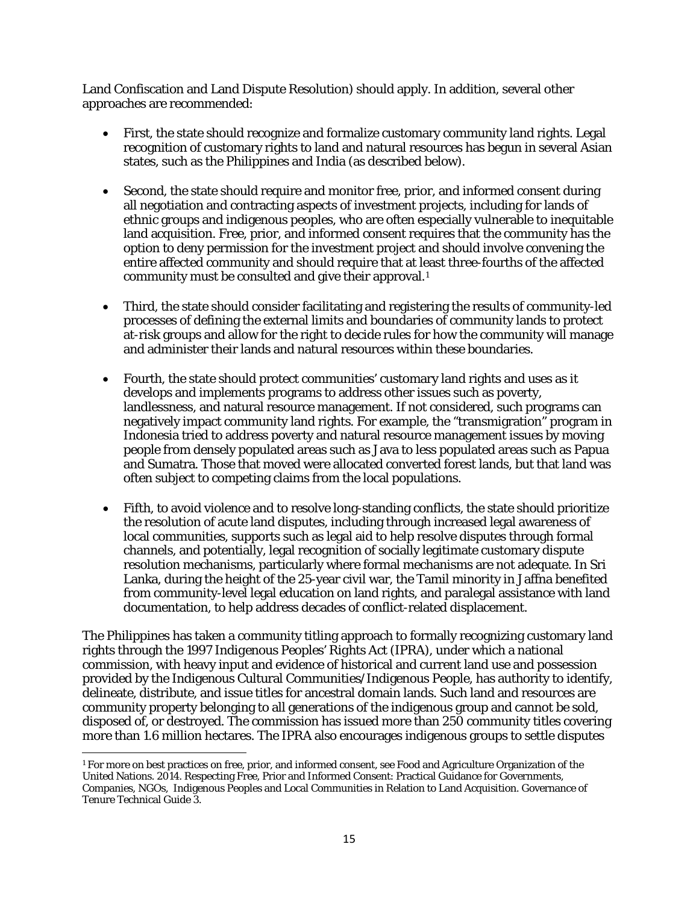Land Confiscation and Land Dispute Resolution) should apply. In addition, several other approaches are recommended:

- First, the state should recognize and formalize customary community land rights. Legal recognition of customary rights to land and natural resources has begun in several Asian states, such as the Philippines and India (as described below).
- Second, the state should require and monitor free, prior, and informed consent during all negotiation and contracting aspects of investment projects, including for lands of ethnic groups and indigenous peoples, who are often especially vulnerable to inequitable land acquisition. Free, prior, and informed consent requires that the community has the option to deny permission for the investment project and should involve convening the entire affected community and should require that at least three-fourths of the affected community must be consulted and give their approval.[1]
- Third, the state should consider facilitating and registering the results of community-led processes of defining the external limits and boundaries of community lands to protect at-risk groups and allow for the right to decide rules for how the community will manage and administer their lands and natural resources within these boundaries.
- Fourth, the state should protect communities' customary land rights and uses as it develops and implements programs to address other issues such as poverty, landlessness, and natural resource management. If not considered, such programs can negatively impact community land rights. For example, the "transmigration" program in Indonesia tried to address poverty and natural resource management issues by moving people from densely populated areas such as Java to less populated areas such as Papua and Sumatra. Those that moved were allocated converted forest lands, but that land was often subject to competing claims from the local populations.
- Fifth, to avoid violence and to resolve long-standing conflicts, the state should prioritize the resolution of acute land disputes, including through increased legal awareness of local communities, supports such as legal aid to help resolve disputes through formal channels, and potentially, legal recognition of socially legitimate customary dispute resolution mechanisms, particularly where formal mechanisms are not adequate. In Sri Lanka, during the height of the 25-year civil war, the Tamil minority in Jaffna benefited from community-level legal education on land rights, and paralegal assistance with land documentation, to help address decades of conflict-related displacement.

The Philippines has taken a community titling approach to formally recognizing customary land rights through the 1997 Indigenous Peoples' Rights Act (IPRA), under which a national commission, with heavy input and evidence of historical and current land use and possession provided by the Indigenous Cultural Communities/Indigenous People, has authority to identify, delineate, distribute, and issue titles for ancestral domain lands. Such land and resources are community property belonging to all generations of the indigenous group and cannot be sold, disposed of, or destroyed. The commission has issued more than 250 community titles covering more than 1.6 million hectares. The IPRA also encourages indigenous groups to settle disputes

---

[1] For more on best practices on free, prior, and informed consent, see Food and Agriculture Organization of the United Nations. 2014. Respecting Free, Prior and Informed Consent: Practical Guidance for Governments, Companies, NGOs, Indigenous Peoples and Local Communities in Relation to Land Acquisition. Governance of Tenure Technical Guide 3.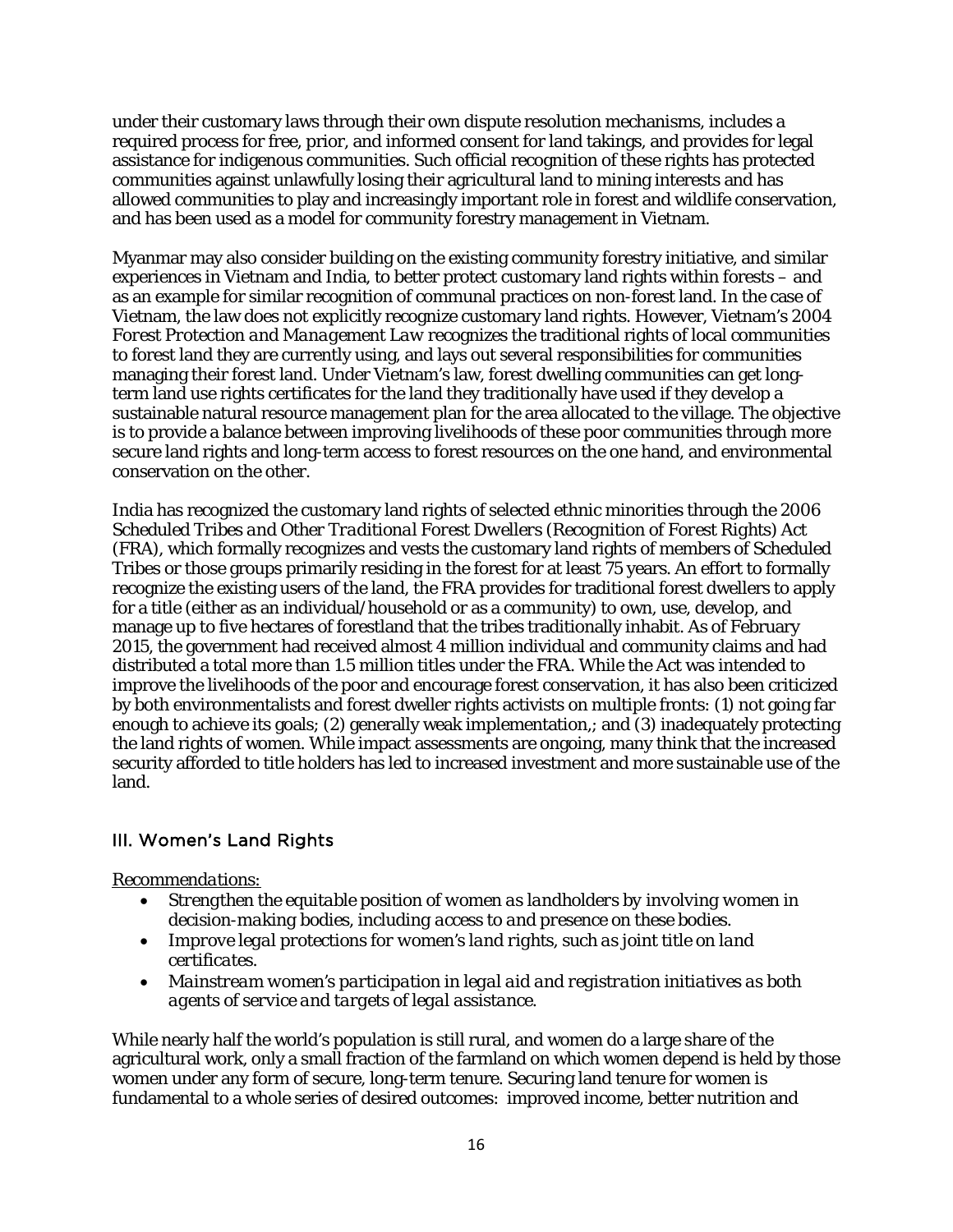under their customary laws through their own dispute resolution mechanisms, includes a required process for free, prior, and informed consent for land takings, and provides for legal assistance for indigenous communities. Such official recognition of these rights has protected communities against unlawfully losing their agricultural land to mining interests and has allowed communities to play and increasingly important role in forest and wildlife conservation, and has been used as a model for community forestry management in Vietnam.

Myanmar may also consider building on the existing community forestry initiative, and similar experiences in Vietnam and India, to better protect customary land rights within forests – and as an example for similar recognition of communal practices on non-forest land. In the case of Vietnam, the law does not explicitly recognize customary land rights. However, Vietnam's 2004 *Forest Protection and Management Law* recognizes the traditional rights of local communities to forest land they are currently using, and lays out several responsibilities for communities managing their forest land. Under Vietnam's law, forest dwelling communities can get long-term land use rights certificates for the land they traditionally have used if they develop a sustainable natural resource management plan for the area allocated to the village. The objective is to provide a balance between improving livelihoods of these poor communities through more secure land rights and long-term access to forest resources on the one hand, and environmental conservation on the other.

India has recognized the customary land rights of selected ethnic minorities through the *2006 Scheduled Tribes and Other Traditional Forest Dwellers (Recognition of Forest Rights) Act* (FRA), which formally recognizes and vests the customary land rights of members of Scheduled Tribes or those groups primarily residing in the forest for at least 75 years. An effort to formally recognize the existing users of the land, the FRA provides for traditional forest dwellers to apply for a title (either as an individual/household or as a community) to own, use, develop, and manage up to five hectares of forestland that the tribes traditionally inhabit. As of February 2015, the government had received almost 4 million individual and community claims and had distributed a total more than 1.5 million titles under the FRA. While the Act was intended to improve the livelihoods of the poor and encourage forest conservation, it has also been criticized by both environmentalists and forest dweller rights activists on multiple fronts: (1) not going far enough to achieve its goals; (2) generally weak implementation,; and (3) inadequately protecting the land rights of women. While impact assessments are ongoing, many think that the increased security afforded to title holders has led to increased investment and more sustainable use of the land.

## III. Women's Land Rights

*Recommendations:*

- *Strengthen the equitable position of women as landholders by involving women in decision-making bodies, including access to and presence on these bodies.*
- *Improve legal protections for women's land rights, such as joint title on land certificates.*
- *Mainstream women's participation in legal aid and registration initiatives as both agents of service and targets of legal assistance.*

While nearly half the world's population is still rural, and women do a large share of the agricultural work, only a small fraction of the farmland on which women depend is held by those women under any form of secure, long-term tenure. Securing land tenure for women is fundamental to a whole series of desired outcomes: improved income, better nutrition and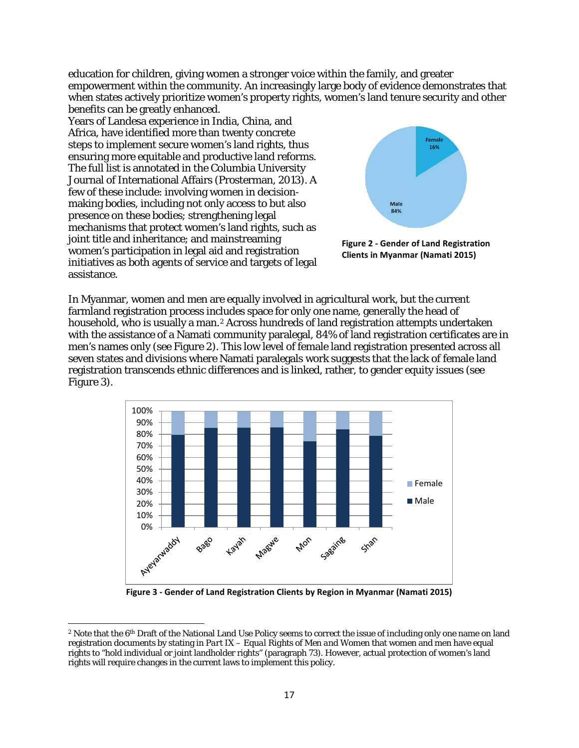education for children, giving women a stronger voice within the family, and greater empowerment within the community. An increasingly large body of evidence demonstrates that when states actively prioritize women's property rights, women's land tenure security and other benefits can be greatly enhanced.

Years of Landesa experience in India, China, and Africa, have identified more than twenty concrete steps to implement secure women's land rights, thus ensuring more equitable and productive land reforms. The full list is annotated in the Columbia University Journal of International Affairs (Prosterman, 2013). A few of these include: involving women in decision-making bodies, including not only access to but also presence on these bodies; strengthening legal mechanisms that protect women's land rights, such as joint title and inheritance; and mainstreaming women's participation in legal aid and registration initiatives as both agents of service and targets of legal assistance.

Figure 2 - Gender of Land Registration Clients in Myanmar (Namati 2015)

In Myanmar, women and men are equally involved in agricultural work, but the current farmland registration process includes space for only one name, generally the head of household, who is usually a man.[2] Across hundreds of land registration attempts undertaken with the assistance of a Namati community paralegal, 84% of land registration certificates are in men's names only (see Figure 2). This low level of female land registration presented across all seven states and divisions where Namati paralegals work suggests that the lack of female land registration transcends ethnic differences and is linked, rather, to gender equity issues (see Figure 3).

Figure 3 - Gender of Land Registration Clients by Region in Myanmar (Namati 2015)

[2] Note that the 6th Draft of the National Land Use Policy seems to correct the issue of including only one name on land registration documents by stating in *Part IX – Equal Rights of Men and Women* that women and men have equal rights to "hold individual or joint landholder rights" (paragraph 73). However, actual protection of women's land rights will require changes in the current laws to implement this policy.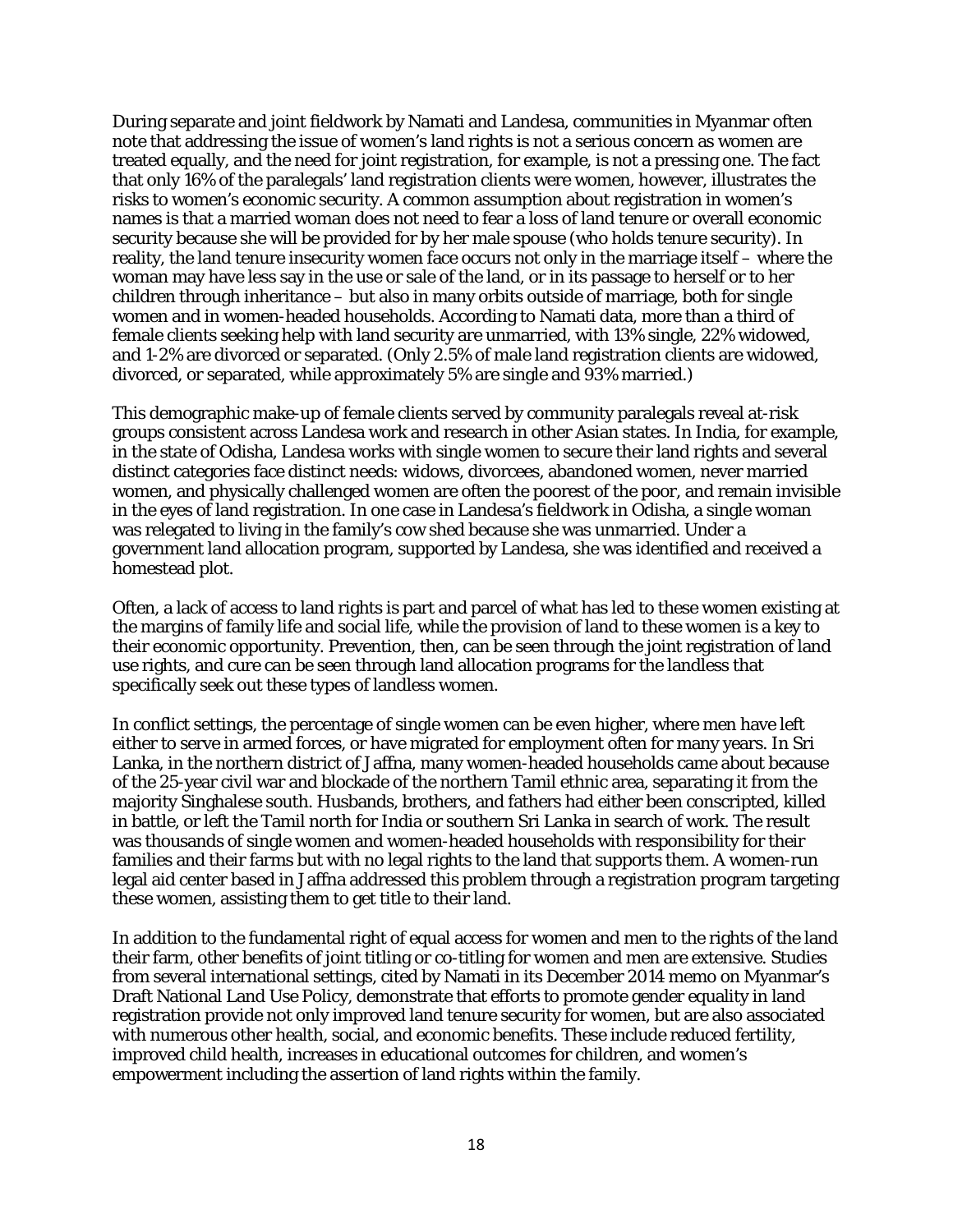During separate and joint fieldwork by Namati and Landesa, communities in Myanmar often note that addressing the issue of women's land rights is not a serious concern as women are treated equally, and the need for joint registration, for example, is not a pressing one. The fact that only 16% of the paralegals' land registration clients were women, however, illustrates the risks to women's economic security. A common assumption about registration in women's names is that a married woman does not need to fear a loss of land tenure or overall economic security because she will be provided for by her male spouse (who holds tenure security). In reality, the land tenure insecurity women face occurs not only in the marriage itself – where the woman may have less say in the use or sale of the land, or in its passage to herself or to her children through inheritance – but also in many orbits outside of marriage, both for single women and in women-headed households. According to Namati data, more than a third of female clients seeking help with land security are unmarried, with 13% single, 22% widowed, and 1-2% are divorced or separated. (Only 2.5% of male land registration clients are widowed, divorced, or separated, while approximately 5% are single and 93% married.)

This demographic make-up of female clients served by community paralegals reveal at-risk groups consistent across Landesa work and research in other Asian states. In India, for example, in the state of Odisha, Landesa works with single women to secure their land rights and several distinct categories face distinct needs: widows, divorcees, abandoned women, never married women, and physically challenged women are often the poorest of the poor, and remain invisible in the eyes of land registration. In one case in Landesa's fieldwork in Odisha, a single woman was relegated to living in the family's cow shed because she was unmarried. Under a government land allocation program, supported by Landesa, she was identified and received a homestead plot.

Often, a lack of access to land rights is part and parcel of what has led to these women existing at the margins of family life and social life, while the provision of land to these women is a key to their economic opportunity. Prevention, then, can be seen through the joint registration of land use rights, and cure can be seen through land allocation programs for the landless that specifically seek out these types of landless women.

In conflict settings, the percentage of single women can be even higher, where men have left either to serve in armed forces, or have migrated for employment often for many years. In Sri Lanka, in the northern district of Jaffna, many women-headed households came about because of the 25-year civil war and blockade of the northern Tamil ethnic area, separating it from the majority Singhalese south. Husbands, brothers, and fathers had either been conscripted, killed in battle, or left the Tamil north for India or southern Sri Lanka in search of work. The result was thousands of single women and women-headed households with responsibility for their families and their farms but with no legal rights to the land that supports them. A women-run legal aid center based in Jaffna addressed this problem through a registration program targeting these women, assisting them to get title to their land.

In addition to the fundamental right of equal access for women and men to the rights of the land their farm, other benefits of joint titling or co-titling for women and men are extensive. Studies from several international settings, cited by Namati in its December 2014 memo on Myanmar's Draft National Land Use Policy, demonstrate that efforts to promote gender equality in land registration provide not only improved land tenure security for women, but are also associated with numerous other health, social, and economic benefits. These include reduced fertility, improved child health, increases in educational outcomes for children, and women's empowerment including the assertion of land rights within the family.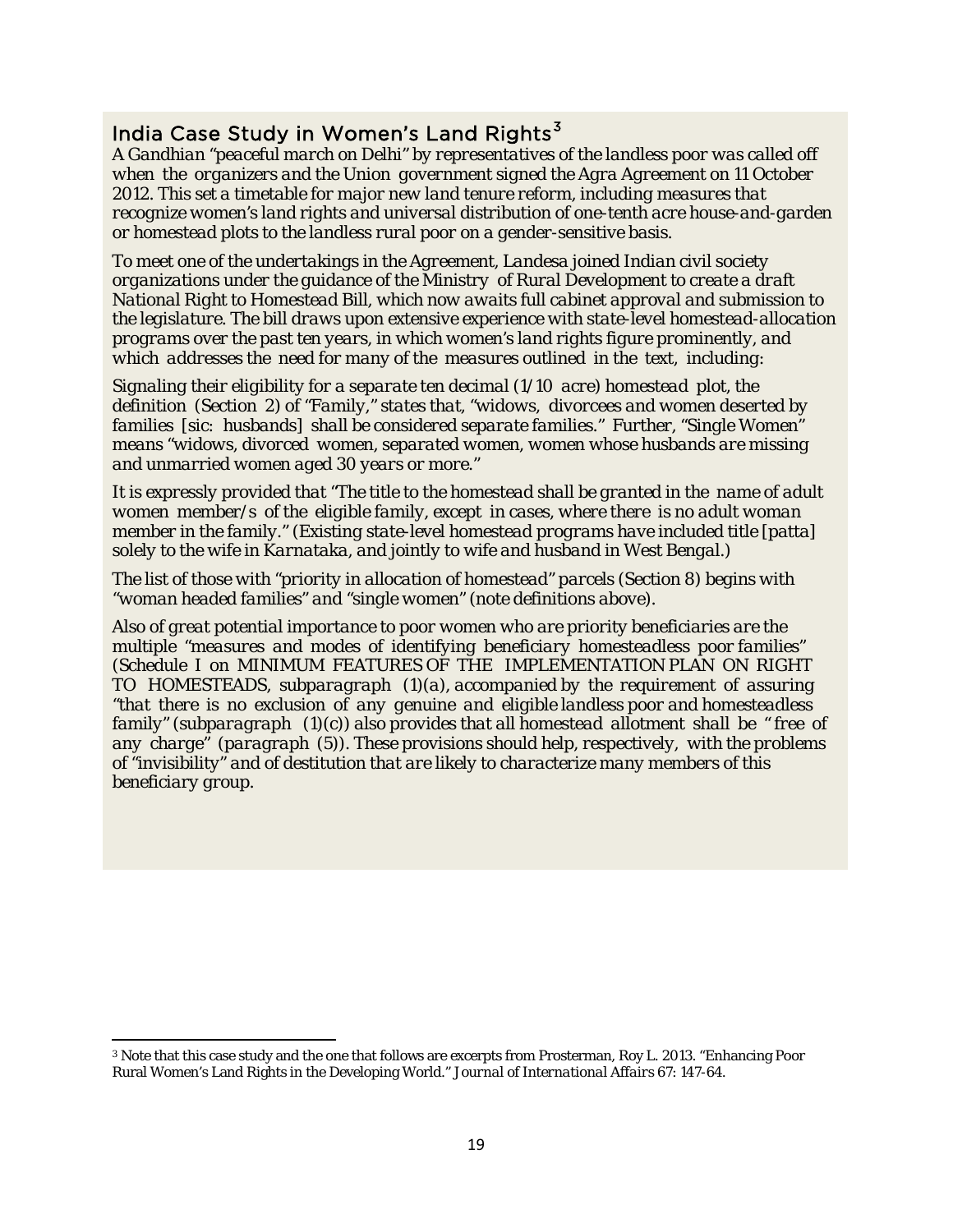## India Case Study in Women's Land Rights[3]

*A Gandhian "peaceful march on Delhi" by representatives of the landless poor was called off when the organizers and the Union government signed the Agra Agreement on 11 October 2012. This set a timetable for major new land tenure reform, including measures that recognize women's land rights and universal distribution of one-tenth acre house-and-garden or homestead plots to the landless rural poor on a gender-sensitive basis.*

*To meet one of the undertakings in the Agreement, Landesa joined Indian civil society organizations under the guidance of the Ministry of Rural Development to create a draft National Right to Homestead Bill, which now awaits full cabinet approval and submission to the legislature. The bill draws upon extensive experience with state-level homestead-allocation programs over the past ten years, in which women's land rights figure prominently, and which addresses the need for many of the measures outlined in the text, including:*

*Signaling their eligibility for a separate ten decimal (1/10 acre) homestead plot, the definition (Section 2) of "Family," states that, "widows, divorcees and women deserted by families [sic: husbands] shall be considered separate families." Further, "Single Women" means "widows, divorced women, separated women, women whose husbands are missing and unmarried women aged 30 years or more."*

*It is expressly provided that "The title to the homestead shall be granted in the name of adult women member/s of the eligible family, except in cases, where there is no adult woman member in the family." (Existing state-level homestead programs have included title [patta] solely to the wife in Karnataka, and jointly to wife and husband in West Bengal.)*

*The list of those with "priority in allocation of homestead" parcels (Section 8) begins with "woman headed families" and "single women" (note definitions above).*

*Also of great potential importance to poor women who are priority beneficiaries are the multiple "measures and modes of identifying beneficiary homesteadless poor families" (Schedule I on MINIMUM FEATURES OF THE IMPLEMENTATION PLAN ON RIGHT TO HOMESTEADS, subparagraph (1)(a), accompanied by the requirement of assuring "that there is no exclusion of any genuine and eligible landless poor and homesteadless family" (subparagraph (1)(c)) also provides that all homestead allotment shall be "free of any charge" (paragraph (5)). These provisions should help, respectively, with the problems of "invisibility" and of destitution that are likely to characterize many members of this beneficiary group.*

---

[3] Note that this case study and the one that follows are excerpts from Prosterman, Roy L. 2013. "Enhancing Poor Rural Women's Land Rights in the Developing World." *Journal of International Affairs* 67: 147-64.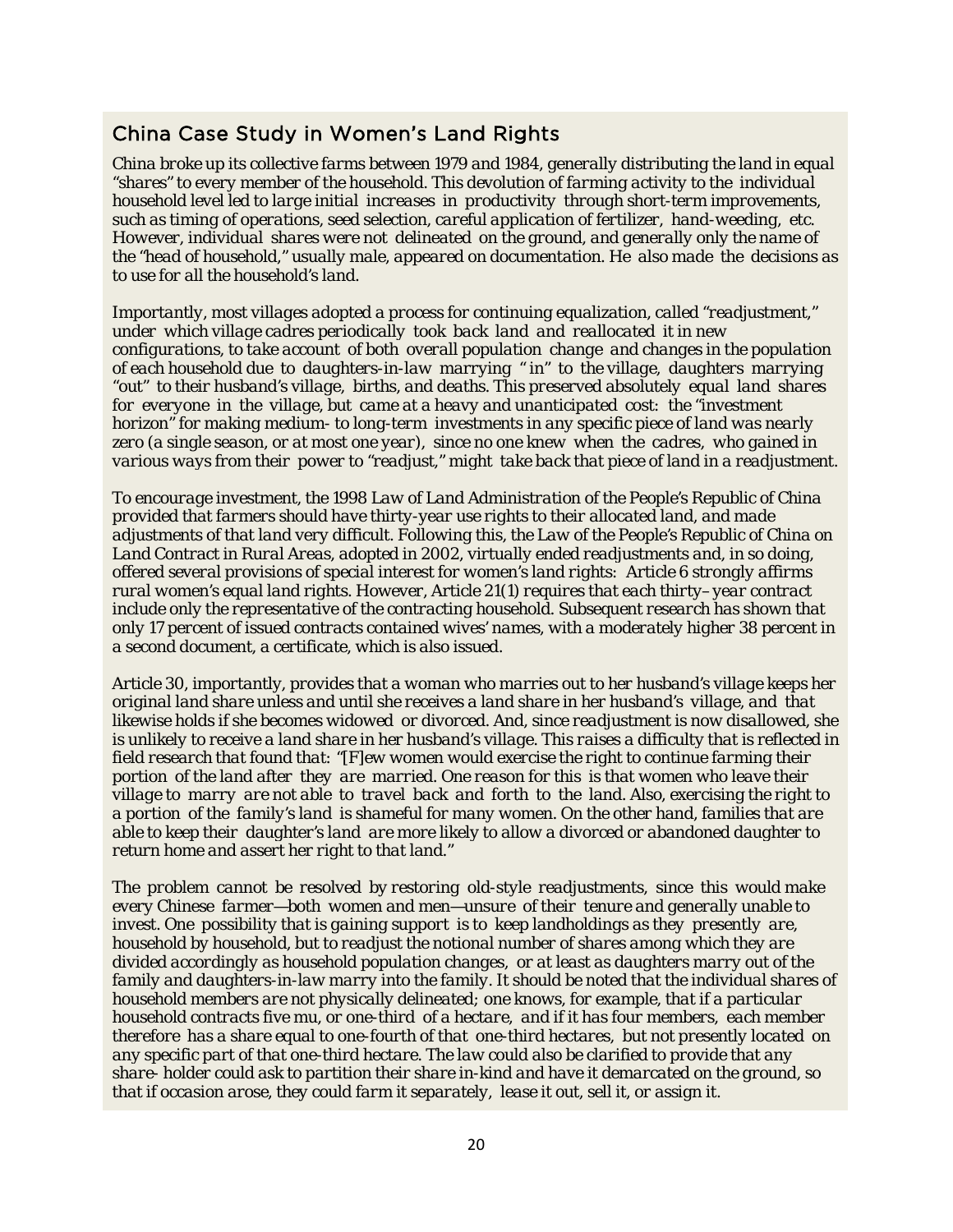## China Case Study in Women's Land Rights

*China broke up its collective farms between 1979 and 1984, generally distributing the land in equal "shares" to every member of the household. This devolution of farming activity to the individual household level led to large initial increases in productivity through short-term improvements, such as timing of operations, seed selection, careful application of fertilizer, hand-weeding, etc. However, individual shares were not delineated on the ground, and generally only the name of the "head of household," usually male, appeared on documentation. He also made the decisions as to use for all the household's land.*

*Importantly, most villages adopted a process for continuing equalization, called "readjustment," under which village cadres periodically took back land and reallocated it in new configurations, to take account of both overall population change and changes in the population of each household due to daughters-in-law marrying "in" to the village, daughters marrying "out" to their husband's village, births, and deaths. This preserved absolutely equal land shares for everyone in the village, but came at a heavy and unanticipated cost: the "investment horizon" for making medium- to long-term investments in any specific piece of land was nearly zero (a single season, or at most one year), since no one knew when the cadres, who gained in various ways from their power to "readjust," might take back that piece of land in a readjustment.*

*To encourage investment, the 1998 Law of Land Administration of the People's Republic of China provided that farmers should have thirty-year use rights to their allocated land, and made adjustments of that land very difficult. Following this, the Law of the People's Republic of China on Land Contract in Rural Areas, adopted in 2002, virtually ended readjustments and, in so doing, offered several provisions of special interest for women's land rights: Article 6 strongly affirms rural women's equal land rights. However, Article 21(1) requires that each thirty–year contract include only the representative of the contracting household. Subsequent research has shown that only 17 percent of issued contracts contained wives' names, with a moderately higher 38 percent in a second document, a certificate, which is also issued.*

*Article 30, importantly, provides that a woman who marries out to her husband's village keeps her original land share unless and until she receives a land share in her husband's village, and that likewise holds if she becomes widowed or divorced. And, since readjustment is now disallowed, she is unlikely to receive a land share in her husband's village. This raises a difficulty that is reflected in field research that found that: "[F]ew women would exercise the right to continue farming their portion of the land after they are married. One reason for this is that women who leave their village to marry are not able to travel back and forth to the land. Also, exercising the right to a portion of the family's land is shameful for many women. On the other hand, families that are able to keep their daughter's land are more likely to allow a divorced or abandoned daughter to return home and assert her right to that land."*

*The problem cannot be resolved by restoring old-style readjustments, since this would make every Chinese farmer—both women and men—unsure of their tenure and generally unable to invest. One possibility that is gaining support is to keep landholdings as they presently are, household by household, but to readjust the notional number of shares among which they are divided accordingly as household population changes, or at least as daughters marry out of the family and daughters-in-law marry into the family. It should be noted that the individual shares of household members are not physically delineated; one knows, for example, that if a particular household contracts five mu, or one-third of a hectare, and if it has four members, each member therefore has a share equal to one-fourth of that one-third hectares, but not presently located on any specific part of that one-third hectare. The law could also be clarified to provide that any share- holder could ask to partition their share in-kind and have it demarcated on the ground, so that if occasion arose, they could farm it separately, lease it out, sell it, or assign it.*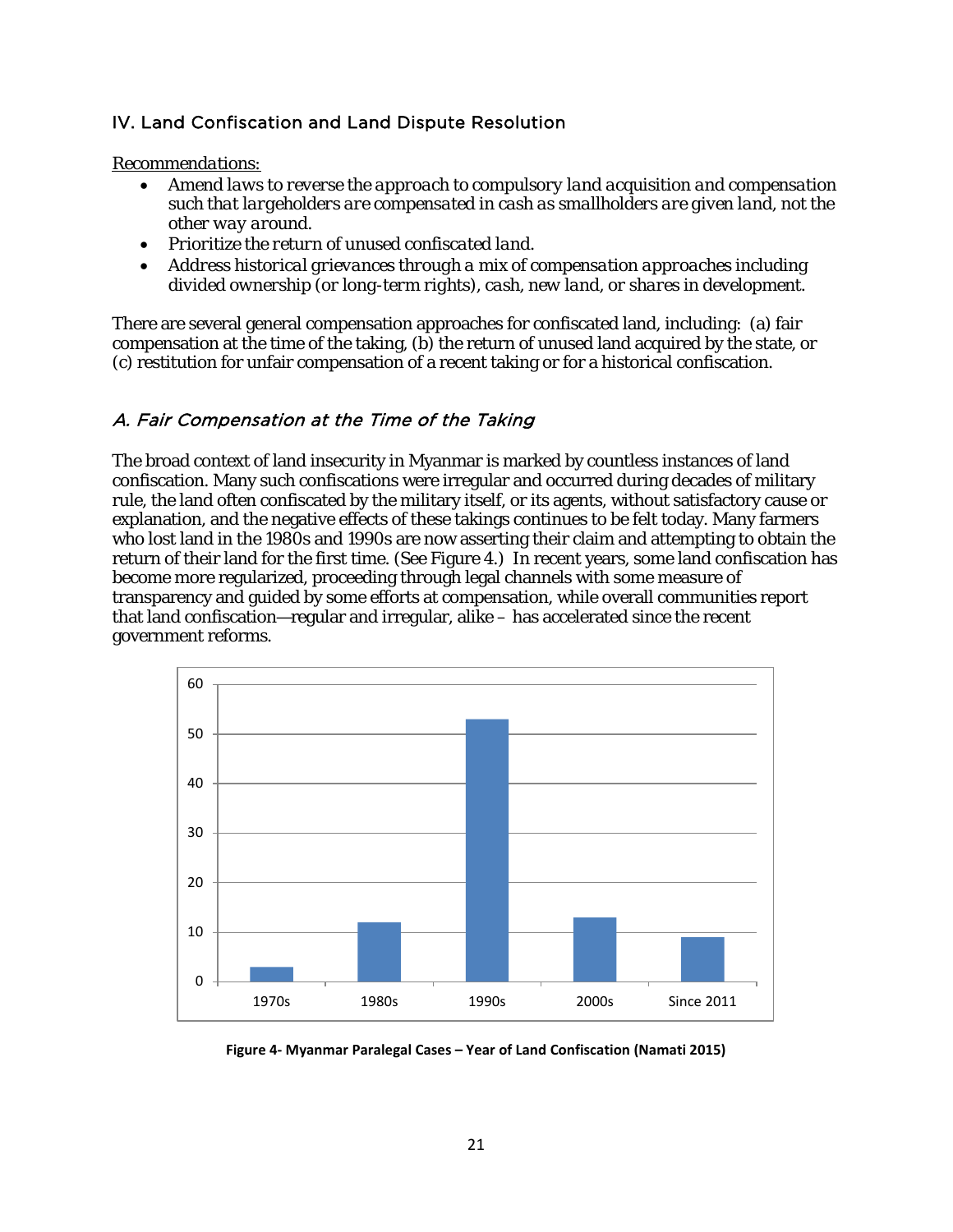## IV. Land Confiscation and Land Dispute Resolution

*Recommendations:*

- *Amend laws to reverse the approach to compulsory land acquisition and compensation such that largeholders are compensated in cash as smallholders are given land, not the other way around.*
- *Prioritize the return of unused confiscated land.*
- *Address historical grievances through a mix of compensation approaches including divided ownership (or long-term rights), cash, new land, or shares in development.*

There are several general compensation approaches for confiscated land, including: (a) fair compensation at the time of the taking, (b) the return of unused land acquired by the state, or (c) restitution for unfair compensation of a recent taking or for a historical confiscation.

### *A. Fair Compensation at the Time of the Taking*

The broad context of land insecurity in Myanmar is marked by countless instances of land confiscation. Many such confiscations were irregular and occurred during decades of military rule, the land often confiscated by the military itself, or its agents, without satisfactory cause or explanation, and the negative effects of these takings continues to be felt today. Many farmers who lost land in the 1980s and 1990s are now asserting their claim and attempting to obtain the return of their land for the first time. (See Figure 4.) In recent years, some land confiscation has become more regularized, proceeding through legal channels with some measure of transparency and guided by some efforts at compensation, while overall communities report that land confiscation—regular and irregular, alike – has accelerated since the recent government reforms.

**Figure 4- Myanmar Paralegal Cases – Year of Land Confiscation (Namati 2015)**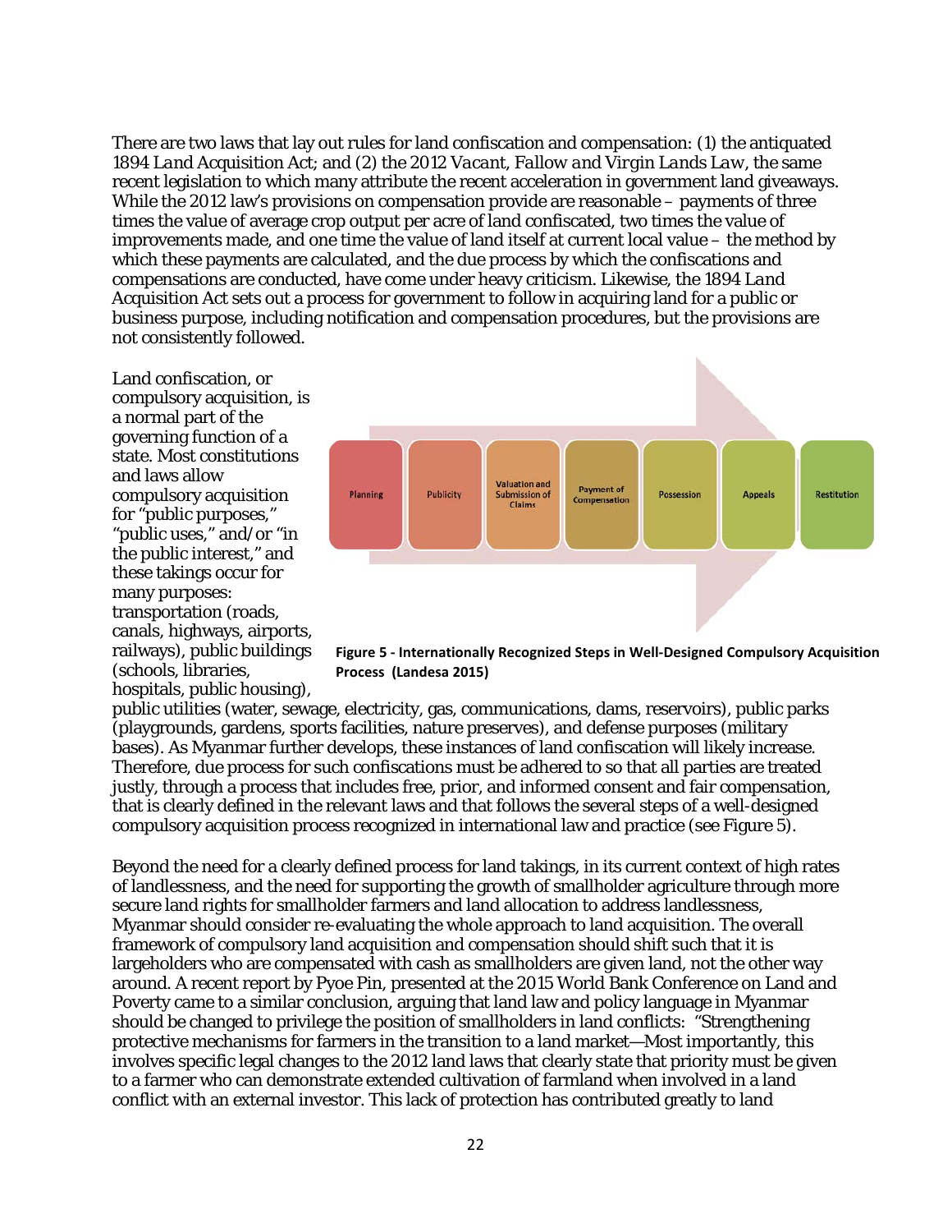There are two laws that lay out rules for land confiscation and compensation: (1) the antiquated *1894 Land Acquisition Act*; and (2) the *2012 Vacant, Fallow and Virgin Lands Law*, the same recent legislation to which many attribute the recent acceleration in government land giveaways. While the 2012 law's provisions on compensation provide are reasonable – payments of three times the value of average crop output per acre of land confiscated, two times the value of improvements made, and one time the value of land itself at current local value – the method by which these payments are calculated, and the due process by which the confiscations and compensations are conducted, have come under heavy criticism. Likewise, the *1894 Land Acquisition Act* sets out a process for government to follow in acquiring land for a public or business purpose, including notification and compensation procedures, but the provisions are not consistently followed.

Land confiscation, or compulsory acquisition, is a normal part of the governing function of a state. Most constitutions and laws allow compulsory acquisition for "public purposes," "public uses," and/or "in the public interest," and these takings occur for many purposes: transportation (roads, canals, highways, airports, railways), public buildings (schools, libraries, hospitals, public housing), public utilities (water, sewage, electricity, gas, communications, dams, reservoirs), public parks (playgrounds, gardens, sports facilities, nature preserves), and defense purposes (military bases). As Myanmar further develops, these instances of land confiscation will likely increase. Therefore, due process for such confiscations must be adhered to so that all parties are treated justly, through a process that includes free, prior, and informed consent and fair compensation, that is clearly defined in the relevant laws and that follows the several steps of a well-designed compulsory acquisition process recognized in international law and practice (see Figure 5).

Planning → Publicity → Valuation and Submission of Claims → Payment of Compensation → Possession → Appeals → Restitution

**Figure 5 - Internationally Recognized Steps in Well-Designed Compulsory Acquisition Process (Landesa 2015)**

Beyond the need for a clearly defined process for land takings, in its current context of high rates of landlessness, and the need for supporting the growth of smallholder agriculture through more secure land rights for smallholder farmers and land allocation to address landlessness, Myanmar should consider re-evaluating the whole approach to land acquisition. The overall framework of compulsory land acquisition and compensation should shift such that it is largeholders who are compensated with cash as smallholders are given land, not the other way around. A recent report by Pyoe Pin, presented at the 2015 World Bank Conference on Land and Poverty came to a similar conclusion, arguing that land law and policy language in Myanmar should be changed to privilege the position of smallholders in land conflicts: "Strengthening protective mechanisms for farmers in the transition to a land market—Most importantly, this involves specific legal changes to the 2012 land laws that clearly state that priority must be given to a farmer who can demonstrate extended cultivation of farmland when involved in a land conflict with an external investor. This lack of protection has contributed greatly to land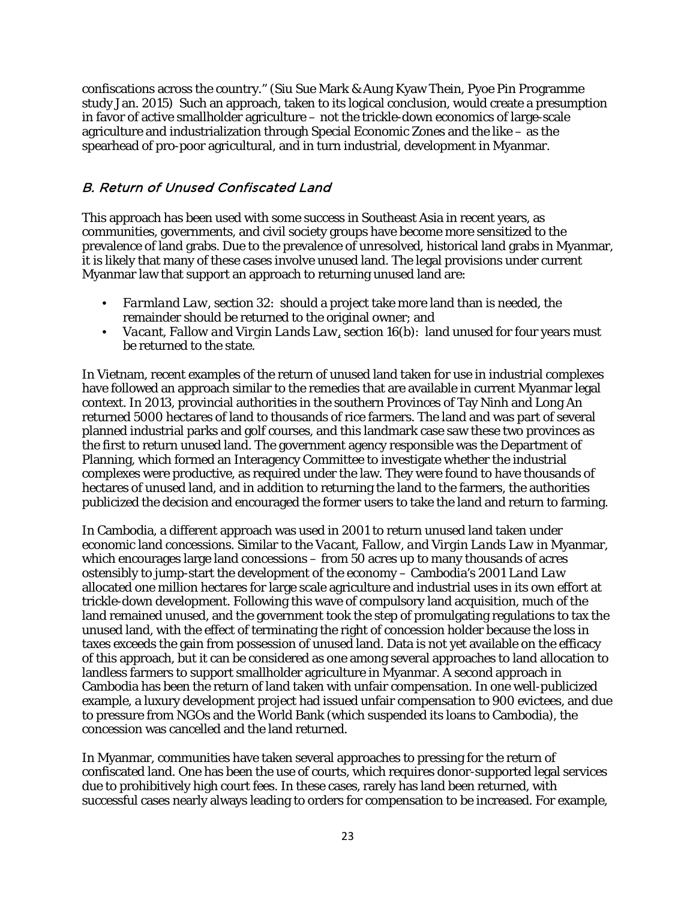confiscations across the country." (Siu Sue Mark & Aung Kyaw Thein, Pyoe Pin Programme study Jan. 2015) Such an approach, taken to its logical conclusion, would create a presumption in favor of active smallholder agriculture – not the trickle-down economics of large-scale agriculture and industrialization through Special Economic Zones and the like – as the spearhead of pro-poor agricultural, and in turn industrial, development in Myanmar.

### *B. Return of Unused Confiscated Land*

This approach has been used with some success in Southeast Asia in recent years, as communities, governments, and civil society groups have become more sensitized to the prevalence of land grabs. Due to the prevalence of unresolved, historical land grabs in Myanmar, it is likely that many of these cases involve unused land. The legal provisions under current Myanmar law that support an approach to returning unused land are:

- *Farmland Law*, section 32: should a project take more land than is needed, the remainder should be returned to the original owner; and
- *Vacant, Fallow and Virgin Lands Law*, section 16(b): land unused for four years must be returned to the state.

In Vietnam, recent examples of the return of unused land taken for use in industrial complexes have followed an approach similar to the remedies that are available in current Myanmar legal context. In 2013, provincial authorities in the southern Provinces of Tay Ninh and Long An returned 5000 hectares of land to thousands of rice farmers. The land and was part of several planned industrial parks and golf courses, and this landmark case saw these two provinces as the first to return unused land. The government agency responsible was the Department of Planning, which formed an Interagency Committee to investigate whether the industrial complexes were productive, as required under the law. They were found to have thousands of hectares of unused land, and in addition to returning the land to the farmers, the authorities publicized the decision and encouraged the former users to take the land and return to farming.

In Cambodia, a different approach was used in 2001 to return unused land taken under economic land concessions. Similar to the *Vacant, Fallow, and Virgin Lands Law* in Myanmar, which encourages large land concessions – from 50 acres up to many thousands of acres ostensibly to jump-start the development of the economy – Cambodia's 2001 *Land Law* allocated one million hectares for large scale agriculture and industrial uses in its own effort at trickle-down development. Following this wave of compulsory land acquisition, much of the land remained unused, and the government took the step of promulgating regulations to tax the unused land, with the effect of terminating the right of concession holder because the loss in taxes exceeds the gain from possession of unused land. Data is not yet available on the efficacy of this approach, but it can be considered as one among several approaches to land allocation to landless farmers to support smallholder agriculture in Myanmar. A second approach in Cambodia has been the return of land taken with unfair compensation. In one well-publicized example, a luxury development project had issued unfair compensation to 900 evictees, and due to pressure from NGOs and the World Bank (which suspended its loans to Cambodia), the concession was cancelled and the land returned.

In Myanmar, communities have taken several approaches to pressing for the return of confiscated land. One has been the use of courts, which requires donor-supported legal services due to prohibitively high court fees. In these cases, rarely has land been returned, with successful cases nearly always leading to orders for compensation to be increased. For example,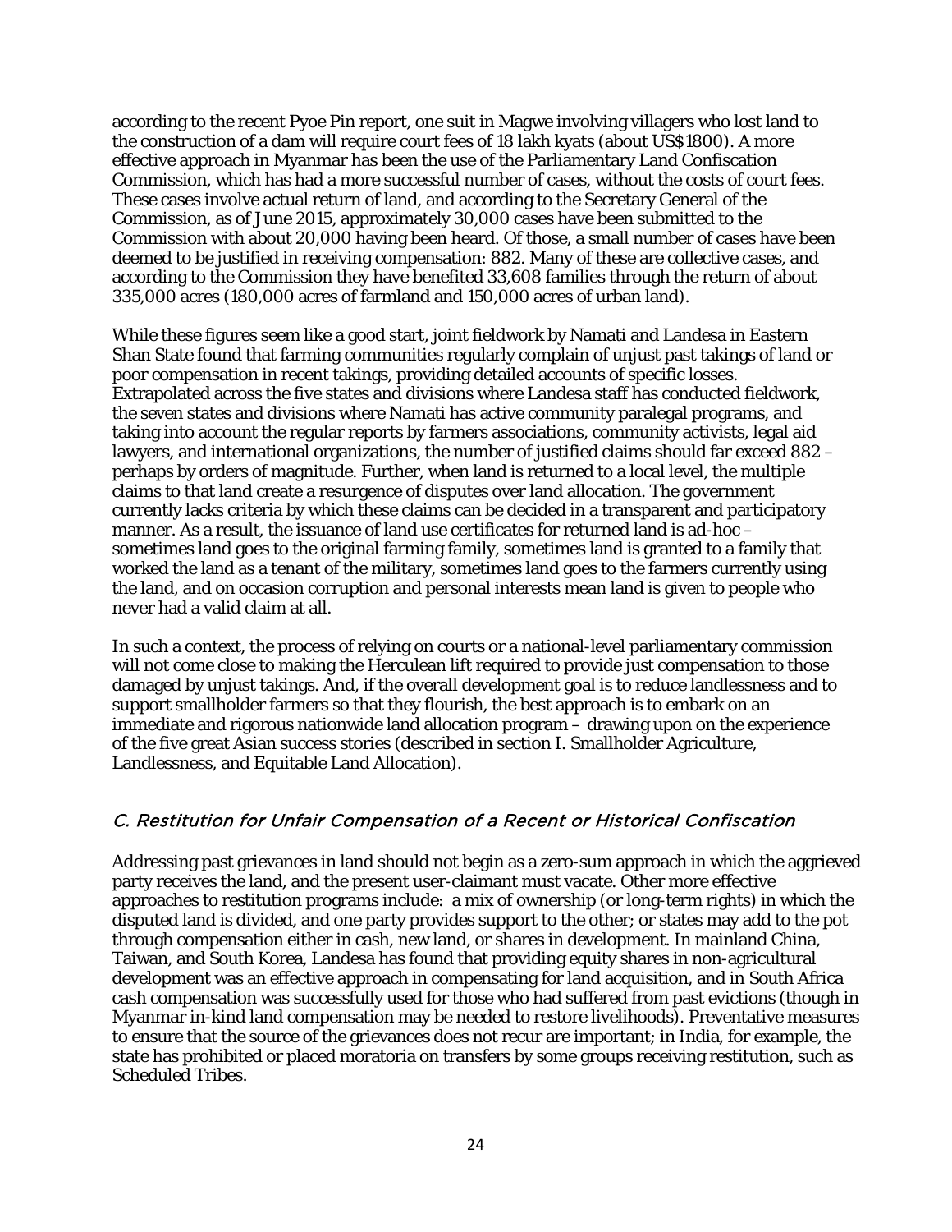according to the recent Pyoe Pin report, one suit in Magwe involving villagers who lost land to the construction of a dam will require court fees of 18 lakh kyats (about US$1800). A more effective approach in Myanmar has been the use of the Parliamentary Land Confiscation Commission, which has had a more successful number of cases, without the costs of court fees. These cases involve actual return of land, and according to the Secretary General of the Commission, as of June 2015, approximately 30,000 cases have been submitted to the Commission with about 20,000 having been heard. Of those, a small number of cases have been deemed to be justified in receiving compensation: 882. Many of these are collective cases, and according to the Commission they have benefited 33,608 families through the return of about 335,000 acres (180,000 acres of farmland and 150,000 acres of urban land).

While these figures seem like a good start, joint fieldwork by Namati and Landesa in Eastern Shan State found that farming communities regularly complain of unjust past takings of land or poor compensation in recent takings, providing detailed accounts of specific losses. Extrapolated across the five states and divisions where Landesa staff has conducted fieldwork, the seven states and divisions where Namati has active community paralegal programs, and taking into account the regular reports by farmers associations, community activists, legal aid lawyers, and international organizations, the number of justified claims should far exceed 882 – perhaps by orders of magnitude. Further, when land is returned to a local level, the multiple claims to that land create a resurgence of disputes over land allocation. The government currently lacks criteria by which these claims can be decided in a transparent and participatory manner. As a result, the issuance of land use certificates for returned land is ad-hoc – sometimes land goes to the original farming family, sometimes land is granted to a family that worked the land as a tenant of the military, sometimes land goes to the farmers currently using the land, and on occasion corruption and personal interests mean land is given to people who never had a valid claim at all.

In such a context, the process of relying on courts or a national-level parliamentary commission will not come close to making the Herculean lift required to provide just compensation to those damaged by unjust takings. And, if the overall development goal is to reduce landlessness and to support smallholder farmers so that they flourish, the best approach is to embark on an immediate and rigorous nationwide land allocation program – drawing upon on the experience of the five great Asian success stories (described in section I. Smallholder Agriculture, Landlessness, and Equitable Land Allocation).

### *C. Restitution for Unfair Compensation of a Recent or Historical Confiscation*

Addressing past grievances in land should not begin as a zero-sum approach in which the aggrieved party receives the land, and the present user-claimant must vacate. Other more effective approaches to restitution programs include: a mix of ownership (or long-term rights) in which the disputed land is divided, and one party provides support to the other; or states may add to the pot through compensation either in cash, new land, or shares in development. In mainland China, Taiwan, and South Korea, Landesa has found that providing equity shares in non-agricultural development was an effective approach in compensating for land acquisition, and in South Africa cash compensation was successfully used for those who had suffered from past evictions (though in Myanmar in-kind land compensation may be needed to restore livelihoods). Preventative measures to ensure that the source of the grievances does not recur are important; in India, for example, the state has prohibited or placed moratoria on transfers by some groups receiving restitution, such as Scheduled Tribes.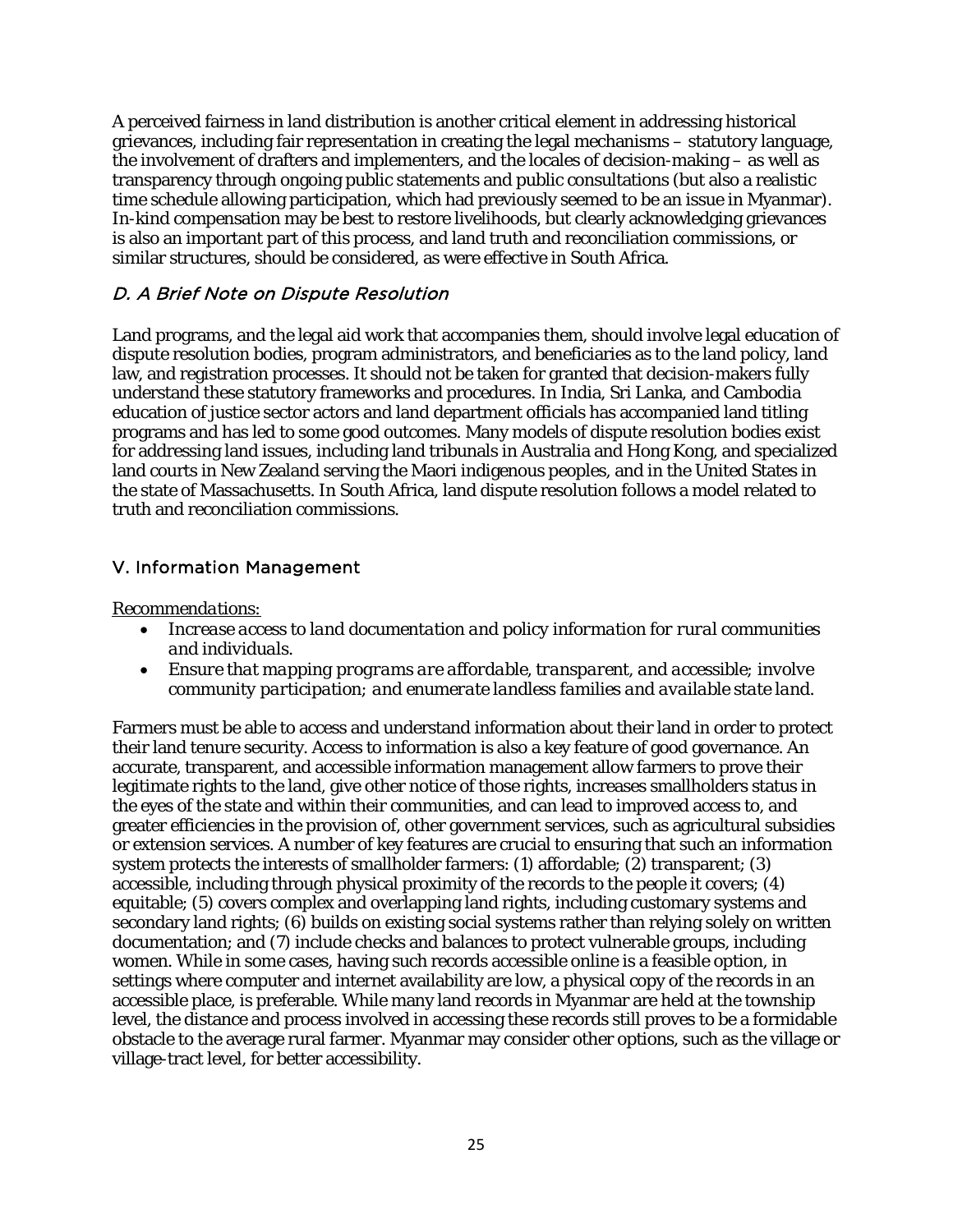A perceived fairness in land distribution is another critical element in addressing historical grievances, including fair representation in creating the legal mechanisms – statutory language, the involvement of drafters and implementers, and the locales of decision-making – as well as transparency through ongoing public statements and public consultations (but also a realistic time schedule allowing participation, which had previously seemed to be an issue in Myanmar). In-kind compensation may be best to restore livelihoods, but clearly acknowledging grievances is also an important part of this process, and land truth and reconciliation commissions, or similar structures, should be considered, as were effective in South Africa.

### *D. A Brief Note on Dispute Resolution*

Land programs, and the legal aid work that accompanies them, should involve legal education of dispute resolution bodies, program administrators, and beneficiaries as to the land policy, land law, and registration processes. It should not be taken for granted that decision-makers fully understand these statutory frameworks and procedures. In India, Sri Lanka, and Cambodia education of justice sector actors and land department officials has accompanied land titling programs and has led to some good outcomes. Many models of dispute resolution bodies exist for addressing land issues, including land tribunals in Australia and Hong Kong, and specialized land courts in New Zealand serving the Maori indigenous peoples, and in the United States in the state of Massachusetts. In South Africa, land dispute resolution follows a model related to truth and reconciliation commissions.

## V. Information Management

*Recommendations:*

- *Increase access to land documentation and policy information for rural communities and individuals.*
- *Ensure that mapping programs are affordable, transparent, and accessible; involve community participation; and enumerate landless families and available state land.*

Farmers must be able to access and understand information about their land in order to protect their land tenure security. Access to information is also a key feature of good governance. An accurate, transparent, and accessible information management allow farmers to prove their legitimate rights to the land, give other notice of those rights, increases smallholders status in the eyes of the state and within their communities, and can lead to improved access to, and greater efficiencies in the provision of, other government services, such as agricultural subsidies or extension services. A number of key features are crucial to ensuring that such an information system protects the interests of smallholder farmers: (1) affordable; (2) transparent; (3) accessible, including through physical proximity of the records to the people it covers; (4) equitable; (5) covers complex and overlapping land rights, including customary systems and secondary land rights; (6) builds on existing social systems rather than relying solely on written documentation; and (7) include checks and balances to protect vulnerable groups, including women. While in some cases, having such records accessible online is a feasible option, in settings where computer and internet availability are low, a physical copy of the records in an accessible place, is preferable. While many land records in Myanmar are held at the township level, the distance and process involved in accessing these records still proves to be a formidable obstacle to the average rural farmer. Myanmar may consider other options, such as the village or village-tract level, for better accessibility.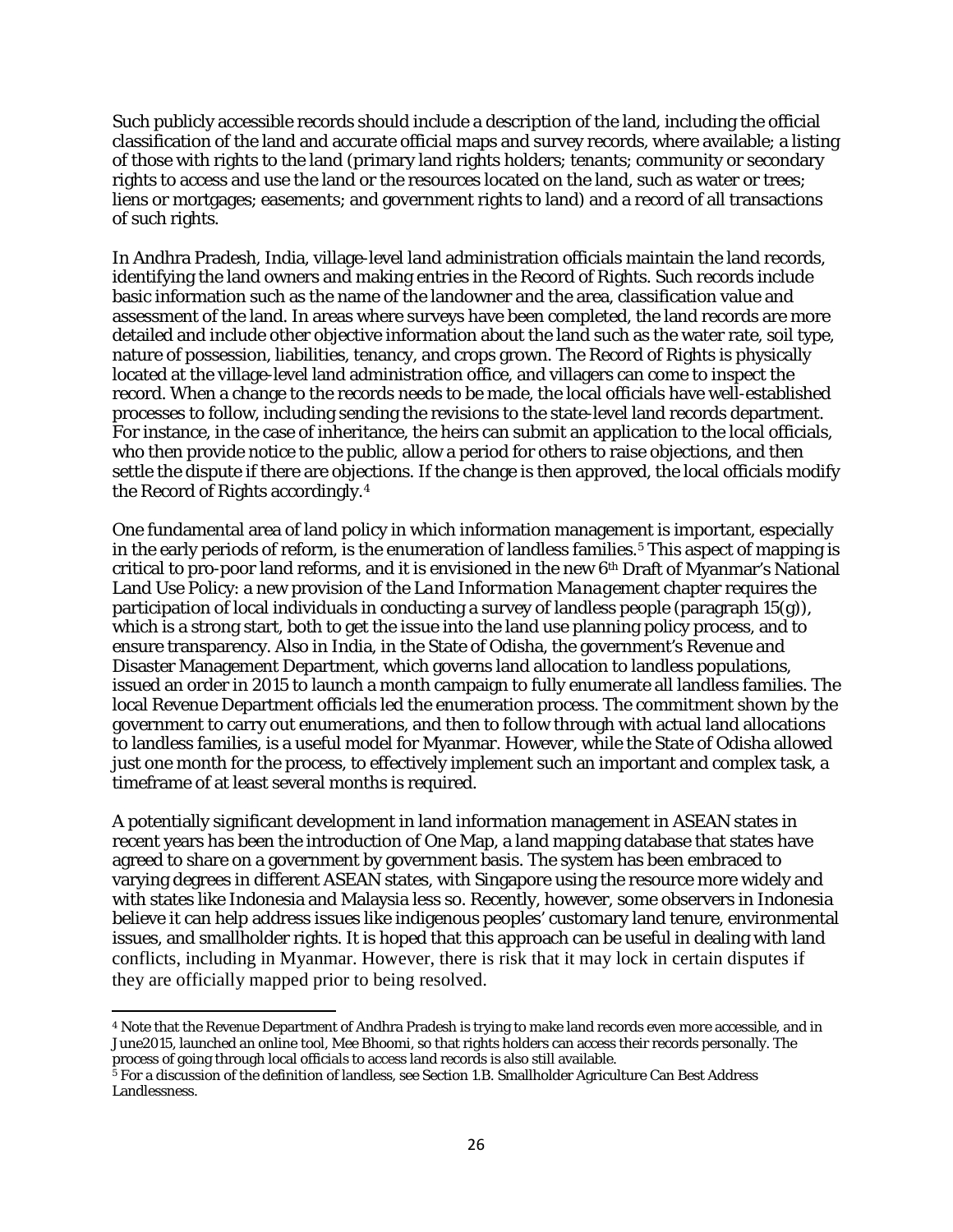Such publicly accessible records should include a description of the land, including the official classification of the land and accurate official maps and survey records, where available; a listing of those with rights to the land (primary land rights holders; tenants; community or secondary rights to access and use the land or the resources located on the land, such as water or trees; liens or mortgages; easements; and government rights to land) and a record of all transactions of such rights.

In Andhra Pradesh, India, village-level land administration officials maintain the land records, identifying the land owners and making entries in the Record of Rights. Such records include basic information such as the name of the landowner and the area, classification value and assessment of the land. In areas where surveys have been completed, the land records are more detailed and include other objective information about the land such as the water rate, soil type, nature of possession, liabilities, tenancy, and crops grown. The Record of Rights is physically located at the village-level land administration office, and villagers can come to inspect the record. When a change to the records needs to be made, the local officials have well-established processes to follow, including sending the revisions to the state-level land records department. For instance, in the case of inheritance, the heirs can submit an application to the local officials, who then provide notice to the public, allow a period for others to raise objections, and then settle the dispute if there are objections. If the change is then approved, the local officials modify the Record of Rights accordingly.[4]

One fundamental area of land policy in which information management is important, especially in the early periods of reform, is the enumeration of landless families.[5] This aspect of mapping is critical to pro-poor land reforms, and it is envisioned in the new 6th Draft of Myanmar's National Land Use Policy: a new provision of the *Land Information Management* chapter requires the participation of local individuals in conducting a survey of landless people (paragraph 15(g)), which is a strong start, both to get the issue into the land use planning policy process, and to ensure transparency. Also in India, in the State of Odisha, the government's Revenue and Disaster Management Department, which governs land allocation to landless populations, issued an order in 2015 to launch a month campaign to fully enumerate all landless families. The local Revenue Department officials led the enumeration process. The commitment shown by the government to carry out enumerations, and then to follow through with actual land allocations to landless families, is a useful model for Myanmar. However, while the State of Odisha allowed just one month for the process, to effectively implement such an important and complex task, a timeframe of at least several months is required.

A potentially significant development in land information management in ASEAN states in recent years has been the introduction of One Map, a land mapping database that states have agreed to share on a government by government basis. The system has been embraced to varying degrees in different ASEAN states, with Singapore using the resource more widely and with states like Indonesia and Malaysia less so. Recently, however, some observers in Indonesia believe it can help address issues like indigenous peoples' customary land tenure, environmental issues, and smallholder rights. It is hoped that this approach can be useful in dealing with land conflicts, including in Myanmar. However, there is risk that it may lock in certain disputes if they are officially mapped prior to being resolved.

---

[4] Note that the Revenue Department of Andhra Pradesh is trying to make land records even more accessible, and in June2015, launched an online tool, Mee Bhoomi, so that rights holders can access their records personally. The process of going through local officials to access land records is also still available.

[5] For a discussion of the definition of landless, see Section 1.B. Smallholder Agriculture Can Best Address Landlessness.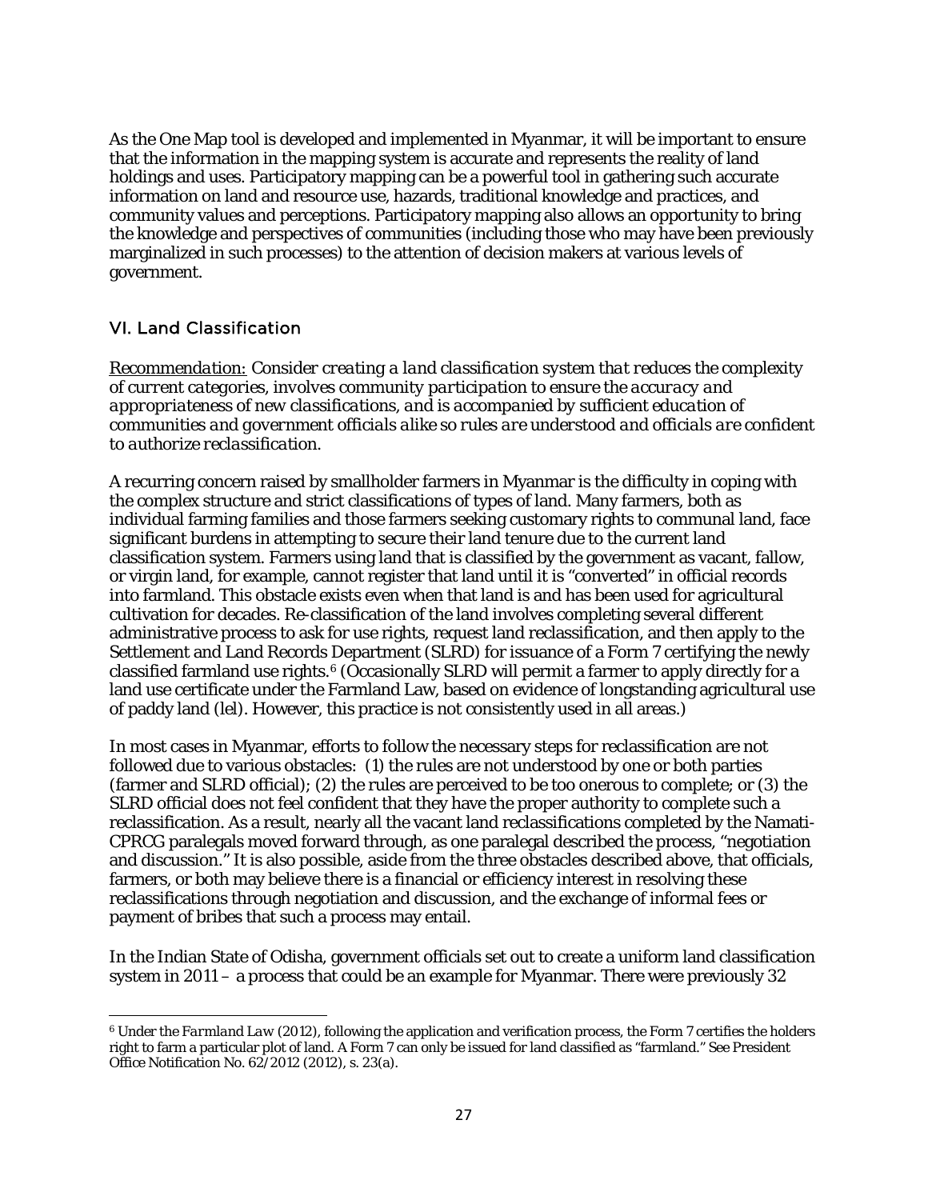As the One Map tool is developed and implemented in Myanmar, it will be important to ensure that the information in the mapping system is accurate and represents the reality of land holdings and uses. Participatory mapping can be a powerful tool in gathering such accurate information on land and resource use, hazards, traditional knowledge and practices, and community values and perceptions. Participatory mapping also allows an opportunity to bring the knowledge and perspectives of communities (including those who may have been previously marginalized in such processes) to the attention of decision makers at various levels of government.

## VI. Land Classification

<u>*Recommendation:*</u> *Consider creating a land classification system that reduces the complexity of current categories, involves community participation to ensure the accuracy and appropriateness of new classifications, and is accompanied by sufficient education of communities and government officials alike so rules are understood and officials are confident to authorize reclassification.*

A recurring concern raised by smallholder farmers in Myanmar is the difficulty in coping with the complex structure and strict classifications of types of land. Many farmers, both as individual farming families and those farmers seeking customary rights to communal land, face significant burdens in attempting to secure their land tenure due to the current land classification system. Farmers using land that is classified by the government as vacant, fallow, or virgin land, for example, cannot register that land until it is "converted" in official records into farmland. This obstacle exists even when that land is and has been used for agricultural cultivation for decades. Re-classification of the land involves completing several different administrative process to ask for use rights, request land reclassification, and then apply to the Settlement and Land Records Department (SLRD) for issuance of a Form 7 certifying the newly classified farmland use rights.[6] (Occasionally SLRD will permit a farmer to apply directly for a land use certificate under the Farmland Law, based on evidence of longstanding agricultural use of paddy land (lel). However, this practice is not consistently used in all areas.)

In most cases in Myanmar, efforts to follow the necessary steps for reclassification are not followed due to various obstacles: (1) the rules are not understood by one or both parties (farmer and SLRD official); (2) the rules are perceived to be too onerous to complete; or (3) the SLRD official does not feel confident that they have the proper authority to complete such a reclassification. As a result, nearly all the vacant land reclassifications completed by the Namati-CPRCG paralegals moved forward through, as one paralegal described the process, "negotiation and discussion." It is also possible, aside from the three obstacles described above, that officials, farmers, or both may believe there is a financial or efficiency interest in resolving these reclassifications through negotiation and discussion, and the exchange of informal fees or payment of bribes that such a process may entail.

In the Indian State of Odisha, government officials set out to create a uniform land classification system in 2011 – a process that could be an example for Myanmar. There were previously 32

---

[6] Under the *Farmland Law* (2012), following the application and verification process, the Form 7 certifies the holders right to farm a particular plot of land. A Form 7 can only be issued for land classified as "farmland." See President Office Notification No. 62/2012 (2012), s. 23(a).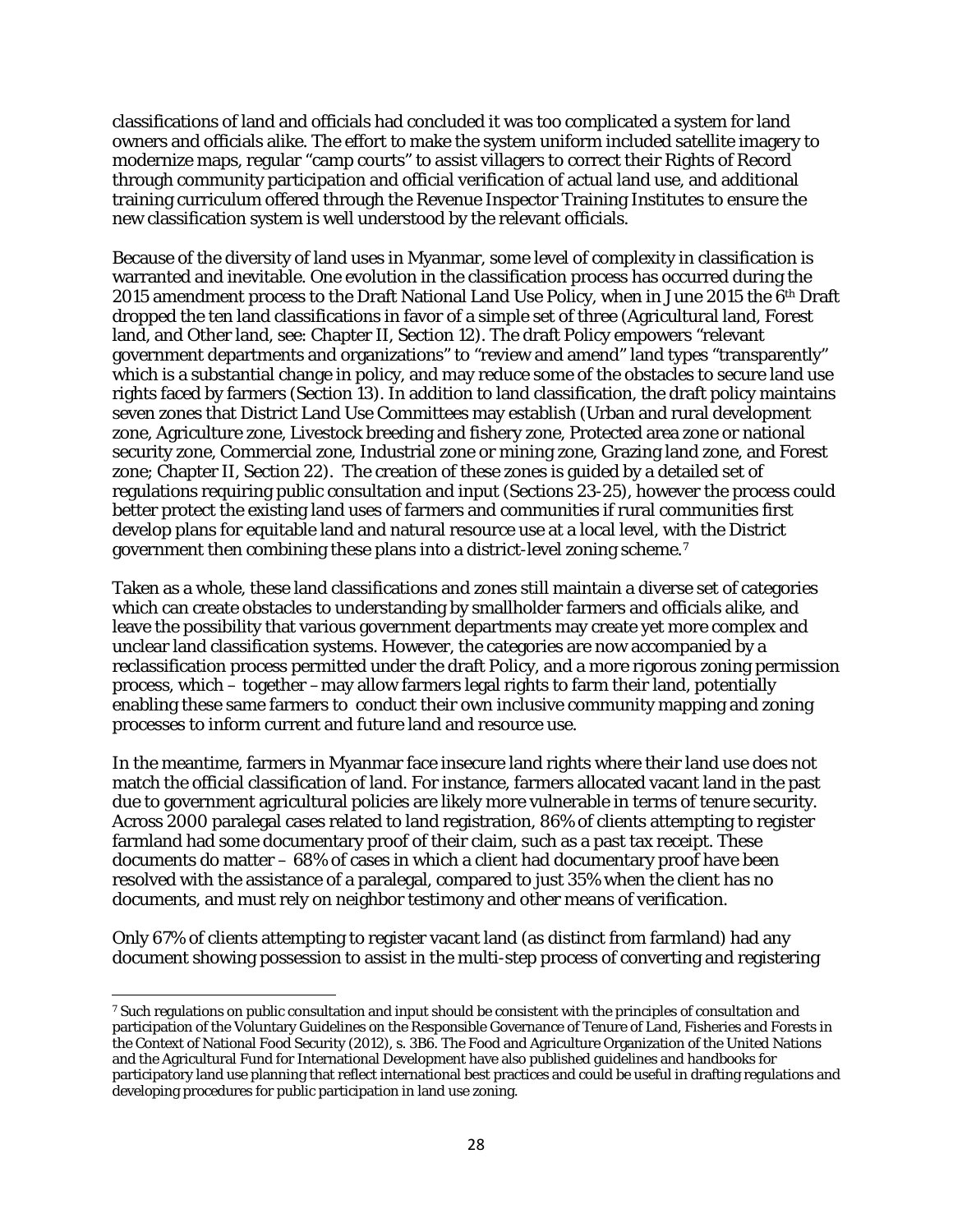classifications of land and officials had concluded it was too complicated a system for land owners and officials alike. The effort to make the system uniform included satellite imagery to modernize maps, regular "camp courts" to assist villagers to correct their Rights of Record through community participation and official verification of actual land use, and additional training curriculum offered through the Revenue Inspector Training Institutes to ensure the new classification system is well understood by the relevant officials.

Because of the diversity of land uses in Myanmar, some level of complexity in classification is warranted and inevitable. One evolution in the classification process has occurred during the 2015 amendment process to the Draft National Land Use Policy, when in June 2015 the 6th Draft dropped the ten land classifications in favor of a simple set of three (Agricultural land, Forest land, and Other land, see: Chapter II, Section 12). The draft Policy empowers "relevant government departments and organizations" to "review and amend" land types "transparently" which is a substantial change in policy, and may reduce some of the obstacles to secure land use rights faced by farmers (Section 13). In addition to land classification, the draft policy maintains seven zones that District Land Use Committees may establish (Urban and rural development zone, Agriculture zone, Livestock breeding and fishery zone, Protected area zone or national security zone, Commercial zone, Industrial zone or mining zone, Grazing land zone, and Forest zone; Chapter II, Section 22). The creation of these zones is guided by a detailed set of regulations requiring public consultation and input (Sections 23-25), however the process could better protect the existing land uses of farmers and communities if rural communities first develop plans for equitable land and natural resource use at a local level, with the District government then combining these plans into a district-level zoning scheme.[7]

Taken as a whole, these land classifications and zones still maintain a diverse set of categories which can create obstacles to understanding by smallholder farmers and officials alike, and leave the possibility that various government departments may create yet more complex and unclear land classification systems. However, the categories are now accompanied by a reclassification process permitted under the draft Policy, and a more rigorous zoning permission process, which – together – may allow farmers legal rights to farm their land, potentially enabling these same farmers to conduct their own inclusive community mapping and zoning processes to inform current and future land and resource use.

In the meantime, farmers in Myanmar face insecure land rights where their land use does not match the official classification of land. For instance, farmers allocated vacant land in the past due to government agricultural policies are likely more vulnerable in terms of tenure security. Across 2000 paralegal cases related to land registration, 86% of clients attempting to register farmland had some documentary proof of their claim, such as a past tax receipt. These documents do matter – 68% of cases in which a client had documentary proof have been resolved with the assistance of a paralegal, compared to just 35% when the client has no documents, and must rely on neighbor testimony and other means of verification.

Only 67% of clients attempting to register vacant land (as distinct from farmland) had any document showing possession to assist in the multi-step process of converting and registering

---

[7] Such regulations on public consultation and input should be consistent with the principles of consultation and participation of the Voluntary Guidelines on the Responsible Governance of Tenure of Land, Fisheries and Forests in the Context of National Food Security (2012), s. 3B6. The Food and Agriculture Organization of the United Nations and the Agricultural Fund for International Development have also published guidelines and handbooks for participatory land use planning that reflect international best practices and could be useful in drafting regulations and developing procedures for public participation in land use zoning.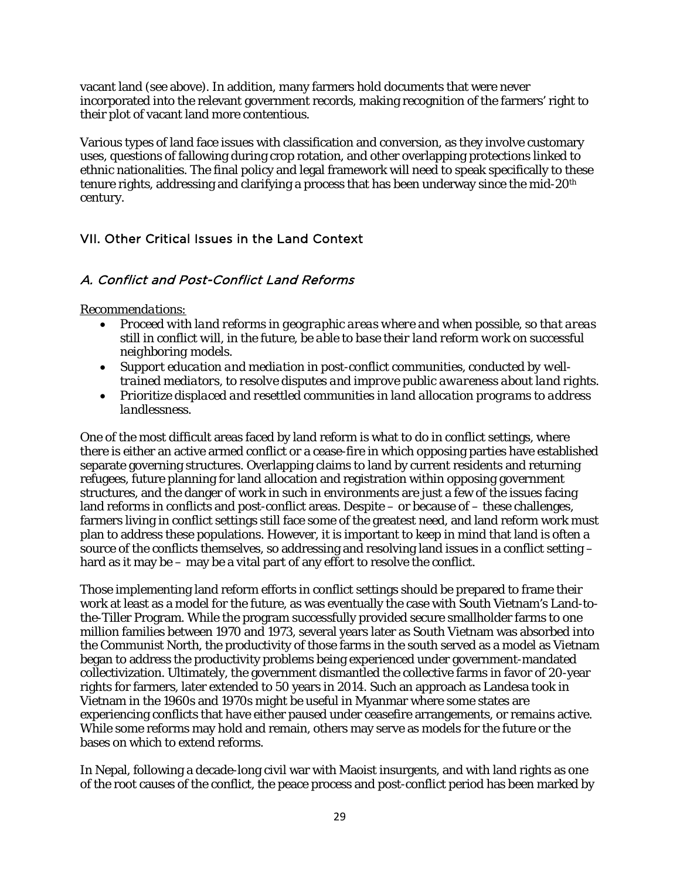vacant land (see above). In addition, many farmers hold documents that were never incorporated into the relevant government records, making recognition of the farmers' right to their plot of vacant land more contentious.

Various types of land face issues with classification and conversion, as they involve customary uses, questions of fallowing during crop rotation, and other overlapping protections linked to ethnic nationalities. The final policy and legal framework will need to speak specifically to these tenure rights, addressing and clarifying a process that has been underway since the mid-20th century.

## VII. Other Critical Issues in the Land Context

### *A. Conflict and Post-Conflict Land Reforms*

*Recommendations:*

- *Proceed with land reforms in geographic areas where and when possible, so that areas still in conflict will, in the future, be able to base their land reform work on successful neighboring models.*
- *Support education and mediation in post-conflict communities, conducted by well-trained mediators, to resolve disputes and improve public awareness about land rights.*
- *Prioritize displaced and resettled communities in land allocation programs to address landlessness.*

One of the most difficult areas faced by land reform is what to do in conflict settings, where there is either an active armed conflict or a cease-fire in which opposing parties have established separate governing structures. Overlapping claims to land by current residents and returning refugees, future planning for land allocation and registration within opposing government structures, and the danger of work in such in environments are just a few of the issues facing land reforms in conflicts and post-conflict areas. Despite – or because of – these challenges, farmers living in conflict settings still face some of the greatest need, and land reform work must plan to address these populations. However, it is important to keep in mind that land is often a source of the conflicts themselves, so addressing and resolving land issues in a conflict setting – hard as it may be – may be a vital part of any effort to resolve the conflict.

Those implementing land reform efforts in conflict settings should be prepared to frame their work at least as a model for the future, as was eventually the case with South Vietnam's Land-to-the-Tiller Program. While the program successfully provided secure smallholder farms to one million families between 1970 and 1973, several years later as South Vietnam was absorbed into the Communist North, the productivity of those farms in the south served as a model as Vietnam began to address the productivity problems being experienced under government-mandated collectivization. Ultimately, the government dismantled the collective farms in favor of 20-year rights for farmers, later extended to 50 years in 2014. Such an approach as Landesa took in Vietnam in the 1960s and 1970s might be useful in Myanmar where some states are experiencing conflicts that have either paused under ceasefire arrangements, or remains active. While some reforms may hold and remain, others may serve as models for the future or the bases on which to extend reforms.

In Nepal, following a decade-long civil war with Maoist insurgents, and with land rights as one of the root causes of the conflict, the peace process and post-conflict period has been marked by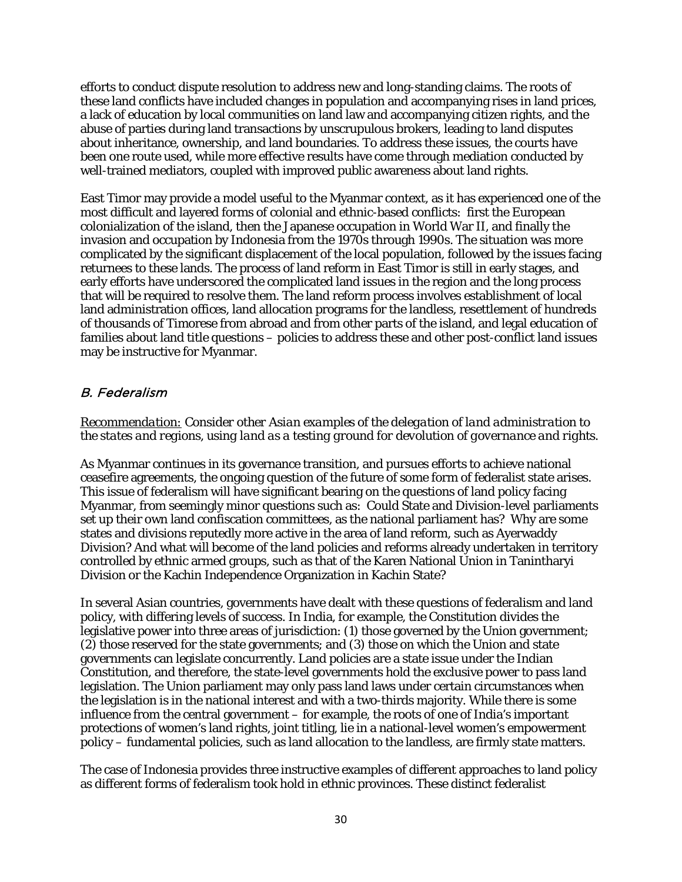efforts to conduct dispute resolution to address new and long-standing claims. The roots of these land conflicts have included changes in population and accompanying rises in land prices, a lack of education by local communities on land law and accompanying citizen rights, and the abuse of parties during land transactions by unscrupulous brokers, leading to land disputes about inheritance, ownership, and land boundaries. To address these issues, the courts have been one route used, while more effective results have come through mediation conducted by well-trained mediators, coupled with improved public awareness about land rights.

East Timor may provide a model useful to the Myanmar context, as it has experienced one of the most difficult and layered forms of colonial and ethnic-based conflicts: first the European colonialization of the island, then the Japanese occupation in World War II, and finally the invasion and occupation by Indonesia from the 1970s through 1990s. The situation was more complicated by the significant displacement of the local population, followed by the issues facing returnees to these lands. The process of land reform in East Timor is still in early stages, and early efforts have underscored the complicated land issues in the region and the long process that will be required to resolve them. The land reform process involves establishment of local land administration offices, land allocation programs for the landless, resettlement of hundreds of thousands of Timorese from abroad and from other parts of the island, and legal education of families about land title questions – policies to address these and other post-conflict land issues may be instructive for Myanmar.

## B. Federalism

*Recommendation: Consider other Asian examples of the delegation of land administration to the states and regions, using land as a testing ground for devolution of governance and rights.*

As Myanmar continues in its governance transition, and pursues efforts to achieve national ceasefire agreements, the ongoing question of the future of some form of federalist state arises. This issue of federalism will have significant bearing on the questions of land policy facing Myanmar, from seemingly minor questions such as: Could State and Division-level parliaments set up their own land confiscation committees, as the national parliament has? Why are some states and divisions reputedly more active in the area of land reform, such as Ayerwaddy Division? And what will become of the land policies and reforms already undertaken in territory controlled by ethnic armed groups, such as that of the Karen National Union in Tanintharyi Division or the Kachin Independence Organization in Kachin State?

In several Asian countries, governments have dealt with these questions of federalism and land policy, with differing levels of success. In India, for example, the Constitution divides the legislative power into three areas of jurisdiction: (1) those governed by the Union government; (2) those reserved for the state governments; and (3) those on which the Union and state governments can legislate concurrently. Land policies are a state issue under the Indian Constitution, and therefore, the state-level governments hold the exclusive power to pass land legislation. The Union parliament may only pass land laws under certain circumstances when the legislation is in the national interest and with a two-thirds majority. While there is some influence from the central government – for example, the roots of one of India's important protections of women's land rights, joint titling, lie in a national-level women's empowerment policy – fundamental policies, such as land allocation to the landless, are firmly state matters.

The case of Indonesia provides three instructive examples of different approaches to land policy as different forms of federalism took hold in ethnic provinces. These distinct federalist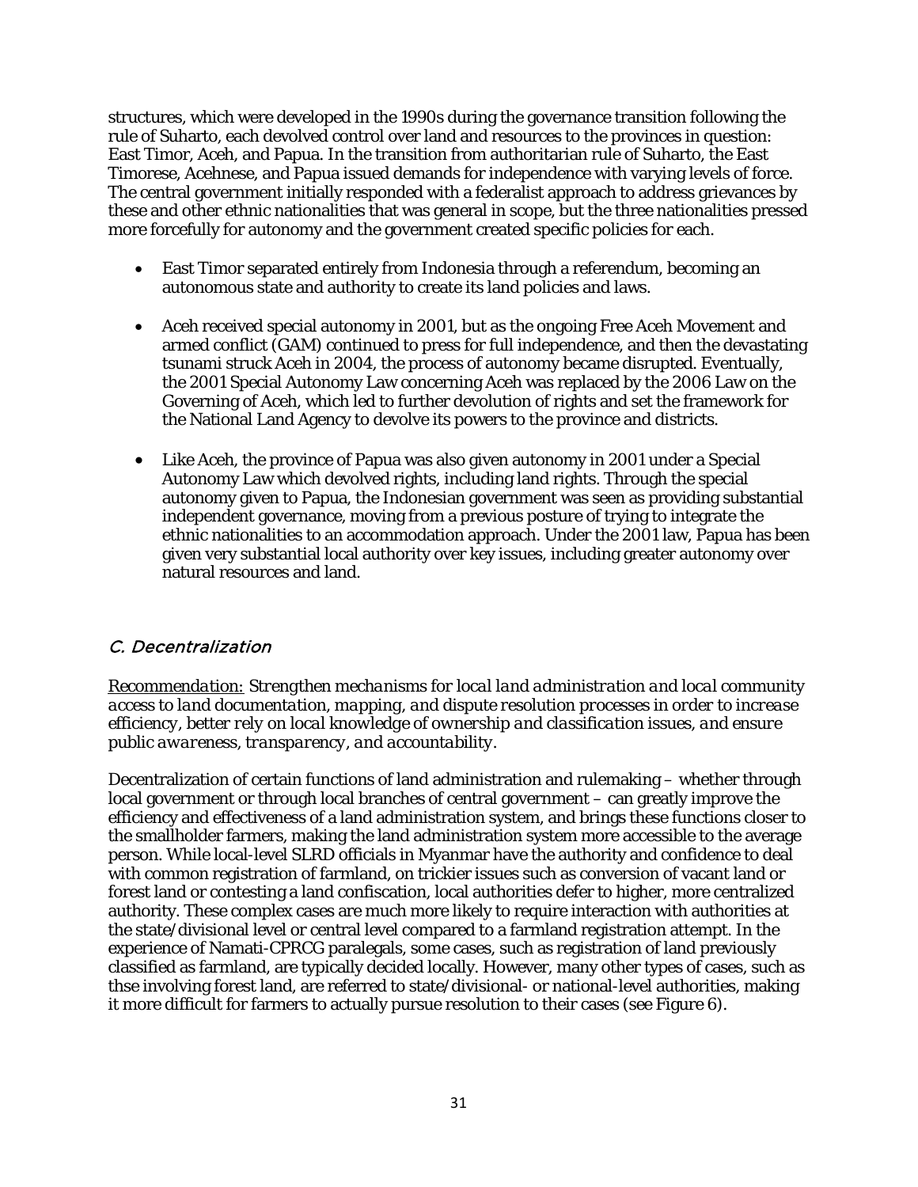structures, which were developed in the 1990s during the governance transition following the rule of Suharto, each devolved control over land and resources to the provinces in question: East Timor, Aceh, and Papua. In the transition from authoritarian rule of Suharto, the East Timorese, Acehnese, and Papua issued demands for independence with varying levels of force. The central government initially responded with a federalist approach to address grievances by these and other ethnic nationalities that was general in scope, but the three nationalities pressed more forcefully for autonomy and the government created specific policies for each.

- East Timor separated entirely from Indonesia through a referendum, becoming an autonomous state and authority to create its land policies and laws.
- Aceh received special autonomy in 2001, but as the ongoing Free Aceh Movement and armed conflict (GAM) continued to press for full independence, and then the devastating tsunami struck Aceh in 2004, the process of autonomy became disrupted. Eventually, the 2001 Special Autonomy Law concerning Aceh was replaced by the 2006 Law on the Governing of Aceh, which led to further devolution of rights and set the framework for the National Land Agency to devolve its powers to the province and districts.
- Like Aceh, the province of Papua was also given autonomy in 2001 under a Special Autonomy Law which devolved rights, including land rights. Through the special autonomy given to Papua, the Indonesian government was seen as providing substantial independent governance, moving from a previous posture of trying to integrate the ethnic nationalities to an accommodation approach. Under the 2001 law, Papua has been given very substantial local authority over key issues, including greater autonomy over natural resources and land.

### C. Decentralization

*Recommendation: Strengthen mechanisms for local land administration and local community access to land documentation, mapping, and dispute resolution processes in order to increase efficiency, better rely on local knowledge of ownership and classification issues, and ensure public awareness, transparency, and accountability.*

Decentralization of certain functions of land administration and rulemaking – whether through local government or through local branches of central government – can greatly improve the efficiency and effectiveness of a land administration system, and brings these functions closer to the smallholder farmers, making the land administration system more accessible to the average person. While local-level SLRD officials in Myanmar have the authority and confidence to deal with common registration of farmland, on trickier issues such as conversion of vacant land or forest land or contesting a land confiscation, local authorities defer to higher, more centralized authority. These complex cases are much more likely to require interaction with authorities at the state/divisional level or central level compared to a farmland registration attempt. In the experience of Namati-CPRCG paralegals, some cases, such as registration of land previously classified as farmland, are typically decided locally. However, many other types of cases, such as thse involving forest land, are referred to state/divisional- or national-level authorities, making it more difficult for farmers to actually pursue resolution to their cases (see Figure 6).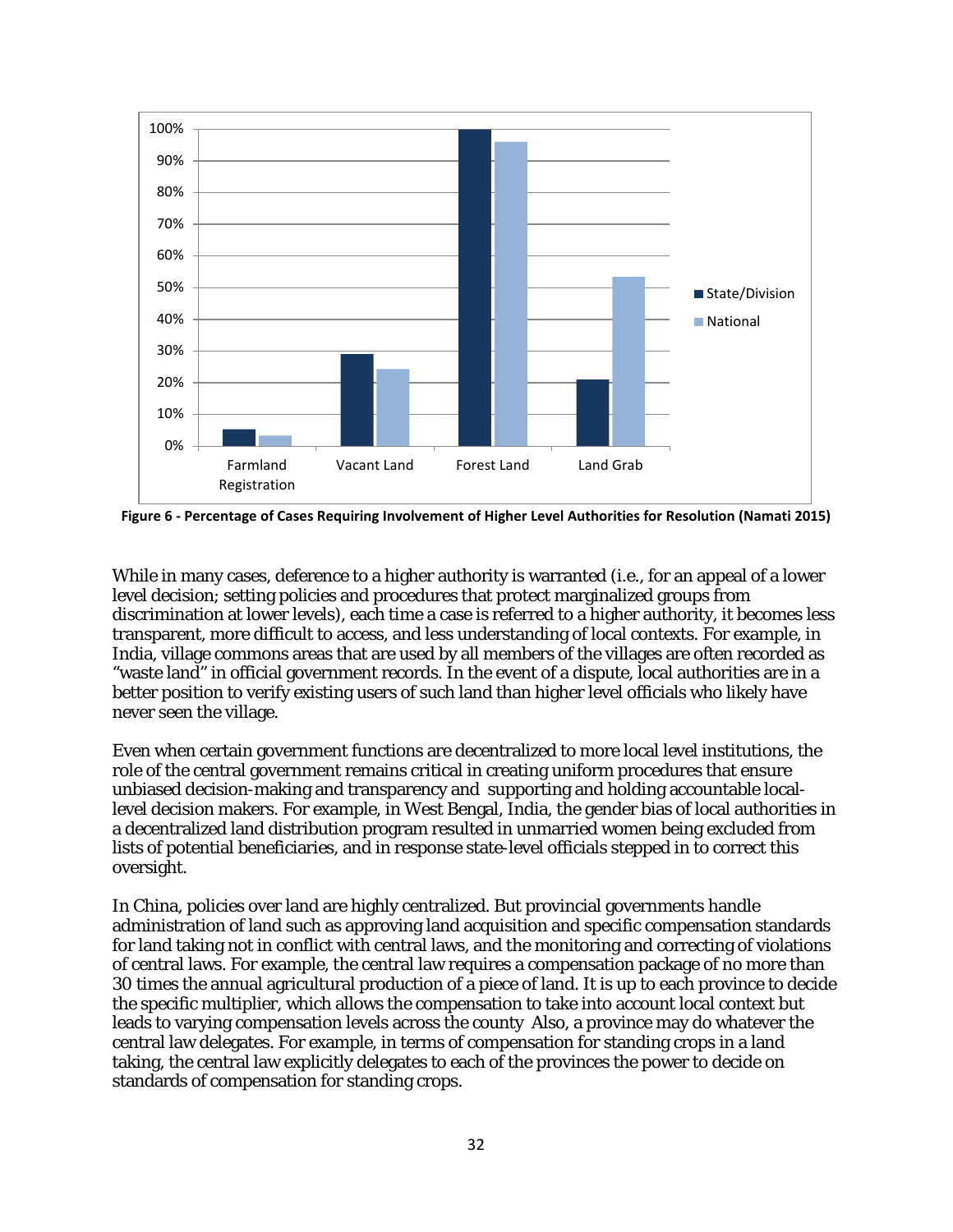**Figure 6 - Percentage of Cases Requiring Involvement of Higher Level Authorities for Resolution (Namati 2015)**

While in many cases, deference to a higher authority is warranted (i.e., for an appeal of a lower level decision; setting policies and procedures that protect marginalized groups from discrimination at lower levels), each time a case is referred to a higher authority, it becomes less transparent, more difficult to access, and less understanding of local contexts. For example, in India, village commons areas that are used by all members of the villages are often recorded as "waste land" in official government records. In the event of a dispute, local authorities are in a better position to verify existing users of such land than higher level officials who likely have never seen the village.

Even when certain government functions are decentralized to more local level institutions, the role of the central government remains critical in creating uniform procedures that ensure unbiased decision-making and transparency and supporting and holding accountable local-level decision makers. For example, in West Bengal, India, the gender bias of local authorities in a decentralized land distribution program resulted in unmarried women being excluded from lists of potential beneficiaries, and in response state-level officials stepped in to correct this oversight.

In China, policies over land are highly centralized. But provincial governments handle administration of land such as approving land acquisition and specific compensation standards for land taking not in conflict with central laws, and the monitoring and correcting of violations of central laws. For example, the central law requires a compensation package of no more than 30 times the annual agricultural production of a piece of land. It is up to each province to decide the specific multiplier, which allows the compensation to take into account local context but leads to varying compensation levels across the county Also, a province may do whatever the central law delegates. For example, in terms of compensation for standing crops in a land taking, the central law explicitly delegates to each of the provinces the power to decide on standards of compensation for standing crops.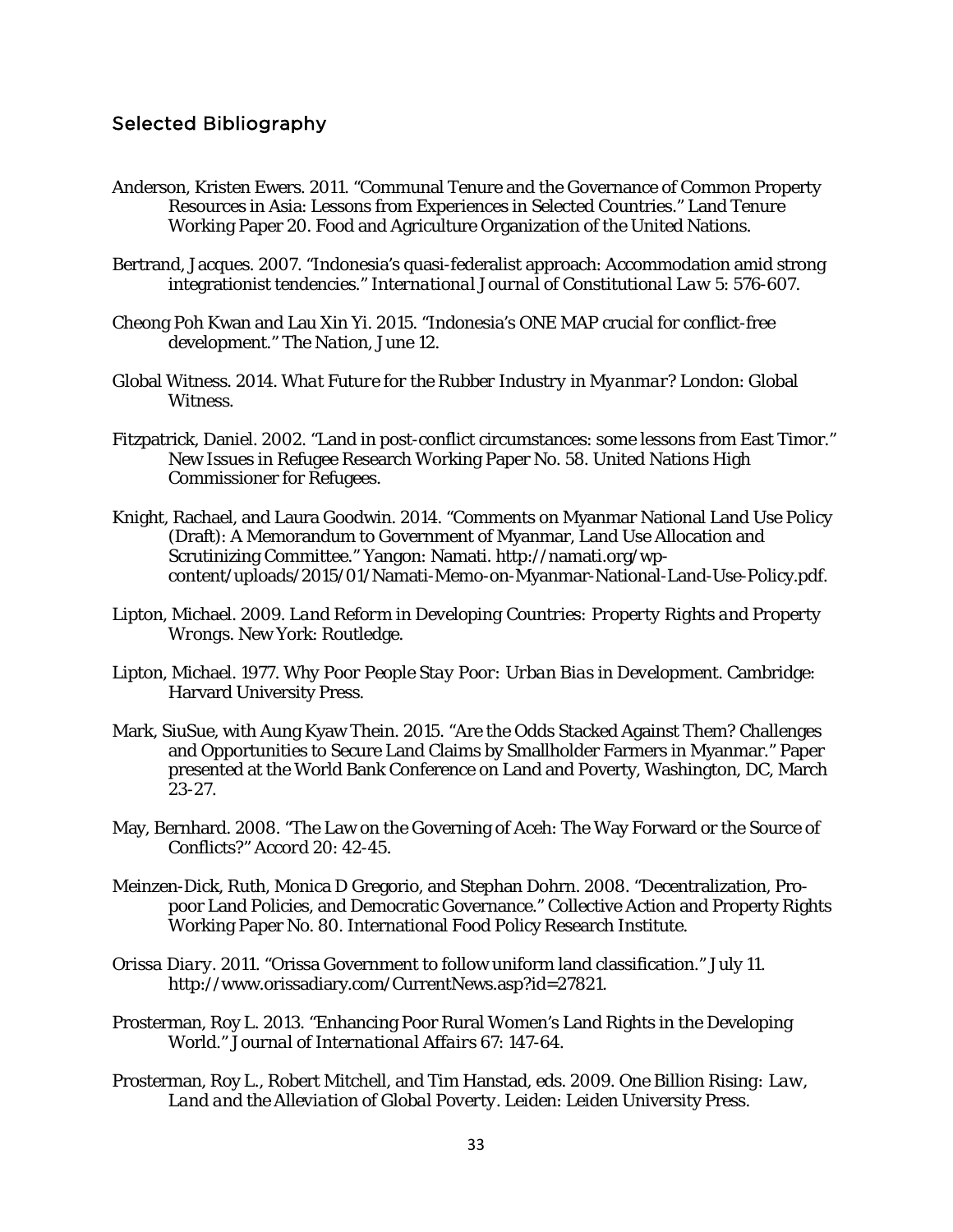## Selected Bibliography

Anderson, Kristen Ewers. 2011. "Communal Tenure and the Governance of Common Property Resources in Asia: Lessons from Experiences in Selected Countries." Land Tenure Working Paper 20. Food and Agriculture Organization of the United Nations.

Bertrand, Jacques. 2007. "Indonesia's quasi-federalist approach: Accommodation amid strong integrationist tendencies." *International Journal of Constitutional Law* 5: 576-607.

Cheong Poh Kwan and Lau Xin Yi. 2015. "Indonesia's ONE MAP crucial for conflict-free development." *The Nation*, June 12.

Global Witness. 2014. *What Future for the Rubber Industry in Myanmar?* London: Global Witness.

Fitzpatrick, Daniel. 2002. "Land in post-conflict circumstances: some lessons from East Timor." New Issues in Refugee Research Working Paper No. 58. United Nations High Commissioner for Refugees.

Knight, Rachael, and Laura Goodwin. 2014. "Comments on Myanmar National Land Use Policy (Draft): A Memorandum to Government of Myanmar, Land Use Allocation and Scrutinizing Committee." Yangon: Namati. http://namati.org/wp-content/uploads/2015/01/Namati-Memo-on-Myanmar-National-Land-Use-Policy.pdf.

Lipton, Michael. 2009. *Land Reform in Developing Countries: Property Rights and Property Wrongs*. New York: Routledge.

Lipton, Michael. 1977. *Why Poor People Stay Poor: Urban Bias in Development*. Cambridge: Harvard University Press.

Mark, SiuSue, with Aung Kyaw Thein. 2015. "Are the Odds Stacked Against Them? Challenges and Opportunities to Secure Land Claims by Smallholder Farmers in Myanmar." Paper presented at the World Bank Conference on Land and Poverty, Washington, DC, March 23-27.

May, Bernhard. 2008. "The Law on the Governing of Aceh: The Way Forward or the Source of Conflicts?" *Accord* 20: 42-45.

Meinzen-Dick, Ruth, Monica D Gregorio, and Stephan Dohrn. 2008. "Decentralization, Pro-poor Land Policies, and Democratic Governance." Collective Action and Property Rights Working Paper No. 80. International Food Policy Research Institute.

*Orissa Diary*. 2011. "Orissa Government to follow uniform land classification." July 11. http://www.orissadiary.com/CurrentNews.asp?id=27821.

Prosterman, Roy L. 2013. "Enhancing Poor Rural Women's Land Rights in the Developing World." *Journal of International Affairs* 67: 147-64.

Prosterman, Roy L., Robert Mitchell, and Tim Hanstad, eds. 2009. *One Billion Rising: Law, Land and the Alleviation of Global Poverty*. Leiden: Leiden University Press.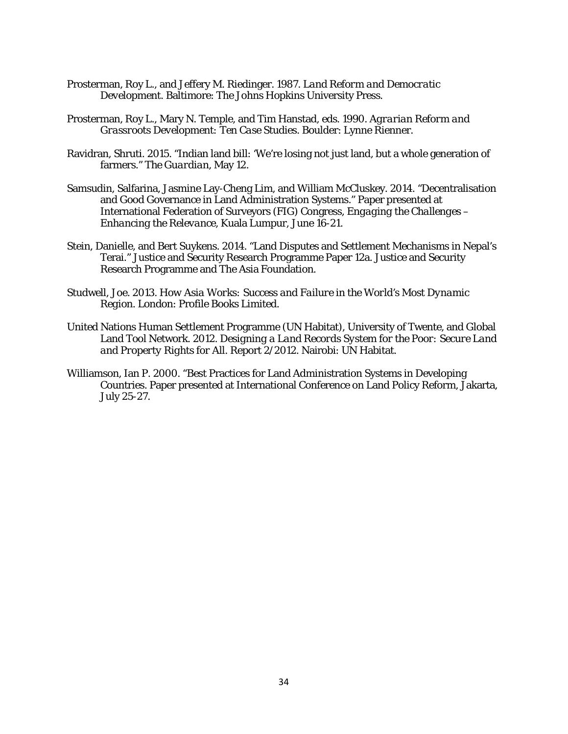Prosterman, Roy L., and Jeffery M. Riedinger. 1987. *Land Reform and Democratic Development*. Baltimore: The Johns Hopkins University Press.

Prosterman, Roy L., Mary N. Temple, and Tim Hanstad, eds. 1990. *Agrarian Reform and Grassroots Development: Ten Case Studies*. Boulder: Lynne Rienner.

Ravidran, Shruti. 2015. "Indian land bill: 'We're losing not just land, but a whole generation of farmers." *The Guardian*, May 12.

Samsudin, Salfarina, Jasmine Lay-Cheng Lim, and William McCluskey. 2014. "Decentralisation and Good Governance in Land Administration Systems." Paper presented at International Federation of Surveyors (FIG) Congress, *Engaging the Challenges – Enhancing the Relevance*, Kuala Lumpur, June 16-21.

Stein, Danielle, and Bert Suykens. 2014. "Land Disputes and Settlement Mechanisms in Nepal's Terai." Justice and Security Research Programme Paper 12a. Justice and Security Research Programme and The Asia Foundation.

Studwell, Joe. 2013. *How Asia Works: Success and Failure in the World's Most Dynamic Region*. London: Profile Books Limited.

United Nations Human Settlement Programme (UN Habitat), University of Twente, and Global Land Tool Network. 2012. *Designing a Land Records System for the Poor: Secure Land and Property Rights for All*. Report 2/2012. Nairobi: UN Habitat.

Williamson, Ian P. 2000. "Best Practices for Land Administration Systems in Developing Countries. Paper presented at International Conference on Land Policy Reform, Jakarta, July 25-27.